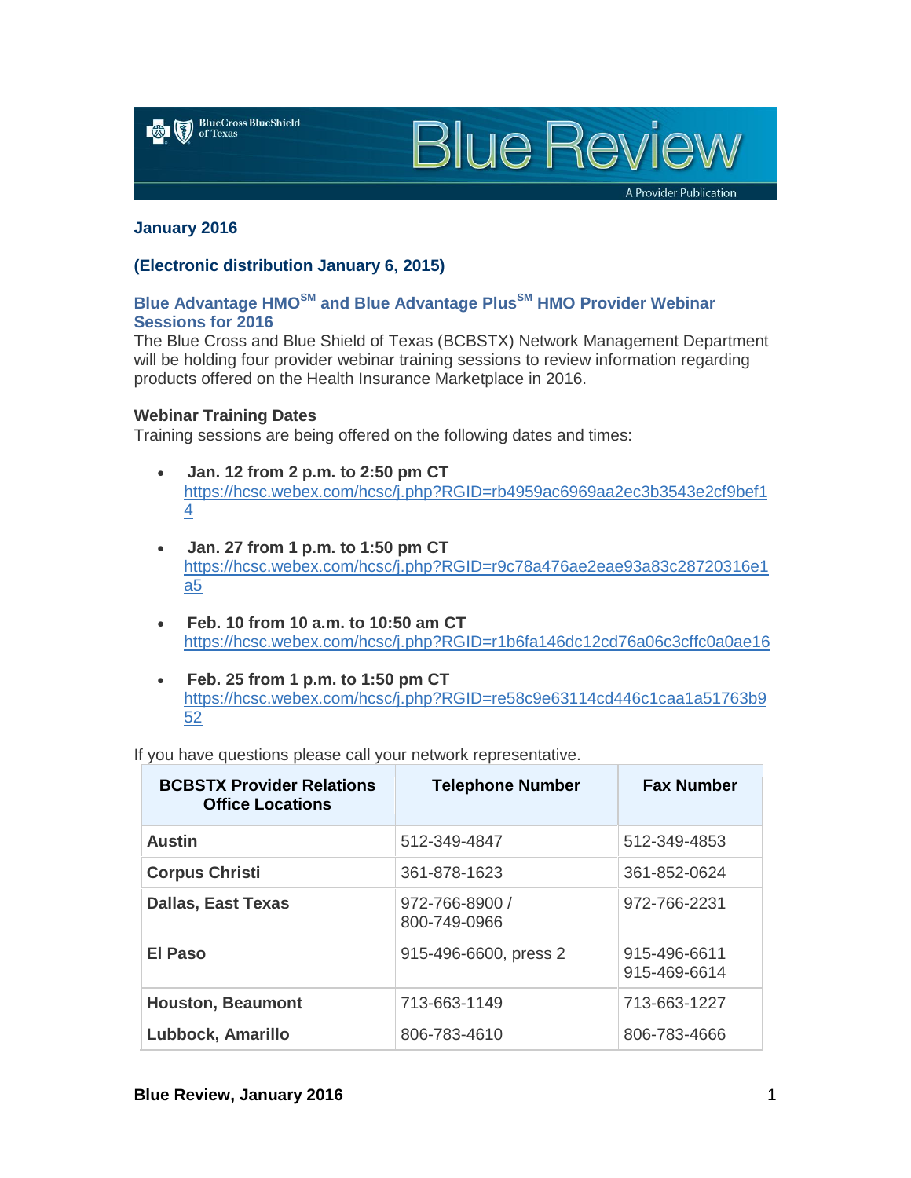# Blue Review

A Provider Publication

**January 2016**

**(Electronic distribution January 6, 2015)**

## Blue Advantage HMO℠ and Blue Advantage Plus℠ HMO Provider Webinar Sessions for 2016

The Blue Cross and Blue Shield of Texas (BCBSTX) Network Management Department will be holding four provider webinar training sessions to review information regarding products offered on the Health Insurance Marketplace in 2016.

**Webinar Training Dates**

Training sessions are being offered on the following dates and times:

- **Jan. 12 from 2 p.m. to 2:50 pm CT**
  https://hcsc.webex.com/hcsc/j.php?RGID=rb4959ac6969aa2ec3b3543e2cf9bef14
- **Jan. 27 from 1 p.m. to 1:50 pm CT**
  https://hcsc.webex.com/hcsc/j.php?RGID=r9c78a476ae2eae93a83c28720316e1a5
- **Feb. 10 from 10 a.m. to 10:50 am CT**
  https://hcsc.webex.com/hcsc/j.php?RGID=r1b6fa146dc12cd76a06c3cffc0a0ae16
- **Feb. 25 from 1 p.m. to 1:50 pm CT**
  https://hcsc.webex.com/hcsc/j.php?RGID=re58c9e63114cd446c1caa1a51763b952

If you have questions please call your network representative.

| BCBSTX Provider Relations Office Locations | Telephone Number | Fax Number |
|---|---|---|
| **Austin** | 512-349-4847 | 512-349-4853 |
| **Corpus Christi** | 361-878-1623 | 361-852-0624 |
| **Dallas, East Texas** | 972-766-8900 / 800-749-0966 | 972-766-2231 |
| **El Paso** | 915-496-6600, press 2 | 915-496-6611<br>915-469-6614 |
| **Houston, Beaumont** | 713-663-1149 | 713-663-1227 |
| **Lubbock, Amarillo** | 806-783-4610 | 806-783-4666 |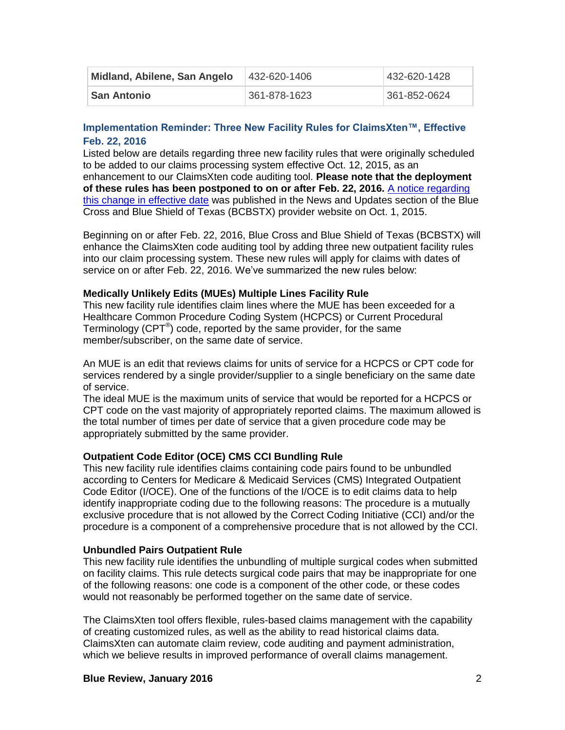| Midland, Abilene, San Angelo | 432-620-1406 | 432-620-1428 |
|---|---|---|
| San Antonio | 361-878-1623 | 361-852-0624 |

## Implementation Reminder: Three New Facility Rules for ClaimsXten™, Effective Feb. 22, 2016

Listed below are details regarding three new facility rules that were originally scheduled to be added to our claims processing system effective Oct. 12, 2015, as an enhancement to our ClaimsXten code auditing tool. **Please note that the deployment of these rules has been postponed to on or after Feb. 22, 2016.** A notice regarding this change in effective date was published in the News and Updates section of the Blue Cross and Blue Shield of Texas (BCBSTX) provider website on Oct. 1, 2015.

Beginning on or after Feb. 22, 2016, Blue Cross and Blue Shield of Texas (BCBSTX) will enhance the ClaimsXten code auditing tool by adding three new outpatient facility rules into our claim processing system. These new rules will apply for claims with dates of service on or after Feb. 22, 2016. We've summarized the new rules below:

### Medically Unlikely Edits (MUEs) Multiple Lines Facility Rule

This new facility rule identifies claim lines where the MUE has been exceeded for a Healthcare Common Procedure Coding System (HCPCS) or Current Procedural Terminology (CPT®) code, reported by the same provider, for the same member/subscriber, on the same date of service.

An MUE is an edit that reviews claims for units of service for a HCPCS or CPT code for services rendered by a single provider/supplier to a single beneficiary on the same date of service.

The ideal MUE is the maximum units of service that would be reported for a HCPCS or CPT code on the vast majority of appropriately reported claims. The maximum allowed is the total number of times per date of service that a given procedure code may be appropriately submitted by the same provider.

### Outpatient Code Editor (OCE) CMS CCI Bundling Rule

This new facility rule identifies claims containing code pairs found to be unbundled according to Centers for Medicare & Medicaid Services (CMS) Integrated Outpatient Code Editor (I/OCE). One of the functions of the I/OCE is to edit claims data to help identify inappropriate coding due to the following reasons: The procedure is a mutually exclusive procedure that is not allowed by the Correct Coding Initiative (CCI) and/or the procedure is a component of a comprehensive procedure that is not allowed by the CCI.

### Unbundled Pairs Outpatient Rule

This new facility rule identifies the unbundling of multiple surgical codes when submitted on facility claims. This rule detects surgical code pairs that may be inappropriate for one of the following reasons: one code is a component of the other code, or these codes would not reasonably be performed together on the same date of service.

The ClaimsXten tool offers flexible, rules-based claims management with the capability of creating customized rules, as well as the ability to read historical claims data. ClaimsXten can automate claim review, code auditing and payment administration, which we believe results in improved performance of overall claims management.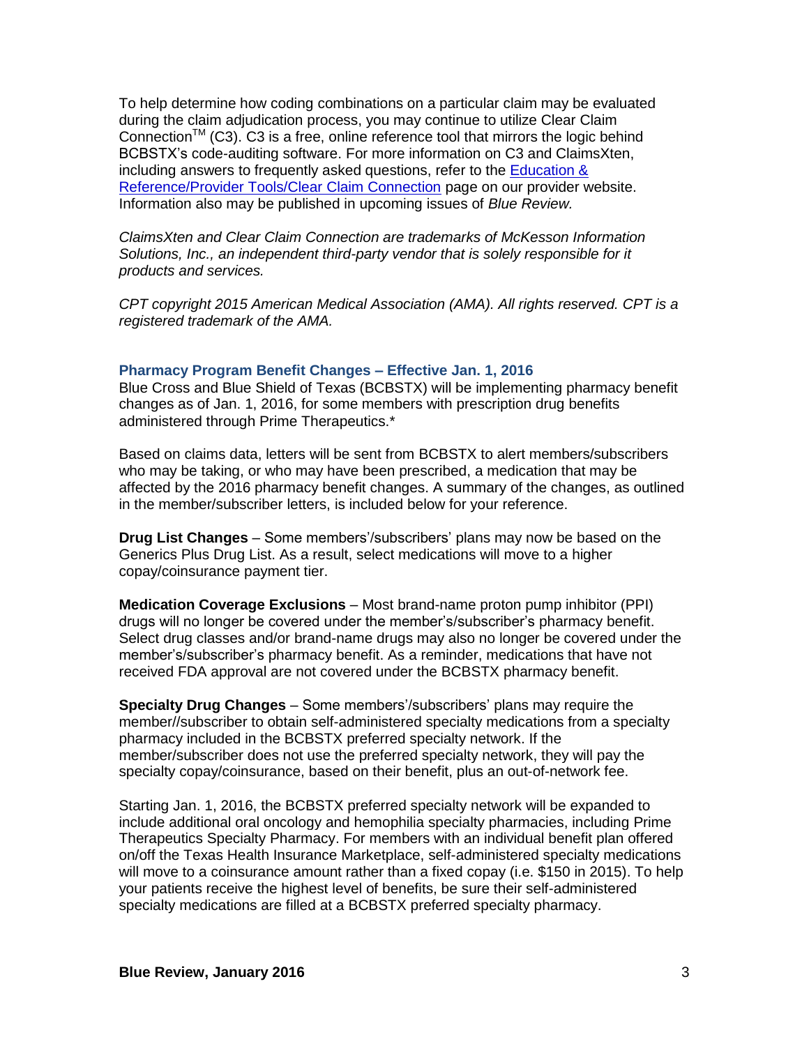To help determine how coding combinations on a particular claim may be evaluated during the claim adjudication process, you may continue to utilize Clear Claim Connection™ (C3). C3 is a free, online reference tool that mirrors the logic behind BCBSTX's code-auditing software. For more information on C3 and ClaimsXten, including answers to frequently asked questions, refer to the [Education & Reference/Provider Tools/Clear Claim Connection]() page on our provider website. Information also may be published in upcoming issues of *Blue Review.*

*ClaimsXten and Clear Claim Connection are trademarks of McKesson Information Solutions, Inc., an independent third-party vendor that is solely responsible for it products and services.*

*CPT copyright 2015 American Medical Association (AMA). All rights reserved. CPT is a registered trademark of the AMA.*

### Pharmacy Program Benefit Changes – Effective Jan. 1, 2016

Blue Cross and Blue Shield of Texas (BCBSTX) will be implementing pharmacy benefit changes as of Jan. 1, 2016, for some members with prescription drug benefits administered through Prime Therapeutics.*

Based on claims data, letters will be sent from BCBSTX to alert members/subscribers who may be taking, or who may have been prescribed, a medication that may be affected by the 2016 pharmacy benefit changes. A summary of the changes, as outlined in the member/subscriber letters, is included below for your reference.

**Drug List Changes** – Some members'/subscribers' plans may now be based on the Generics Plus Drug List. As a result, select medications will move to a higher copay/coinsurance payment tier.

**Medication Coverage Exclusions** – Most brand-name proton pump inhibitor (PPI) drugs will no longer be covered under the member's/subscriber's pharmacy benefit. Select drug classes and/or brand-name drugs may also no longer be covered under the member's/subscriber's pharmacy benefit. As a reminder, medications that have not received FDA approval are not covered under the BCBSTX pharmacy benefit.

**Specialty Drug Changes** – Some members'/subscribers' plans may require the member//subscriber to obtain self-administered specialty medications from a specialty pharmacy included in the BCBSTX preferred specialty network. If the member/subscriber does not use the preferred specialty network, they will pay the specialty copay/coinsurance, based on their benefit, plus an out-of-network fee.

Starting Jan. 1, 2016, the BCBSTX preferred specialty network will be expanded to include additional oral oncology and hemophilia specialty pharmacies, including Prime Therapeutics Specialty Pharmacy. For members with an individual benefit plan offered on/off the Texas Health Insurance Marketplace, self-administered specialty medications will move to a coinsurance amount rather than a fixed copay (i.e. $150 in 2015). To help your patients receive the highest level of benefits, be sure their self-administered specialty medications are filled at a BCBSTX preferred specialty pharmacy.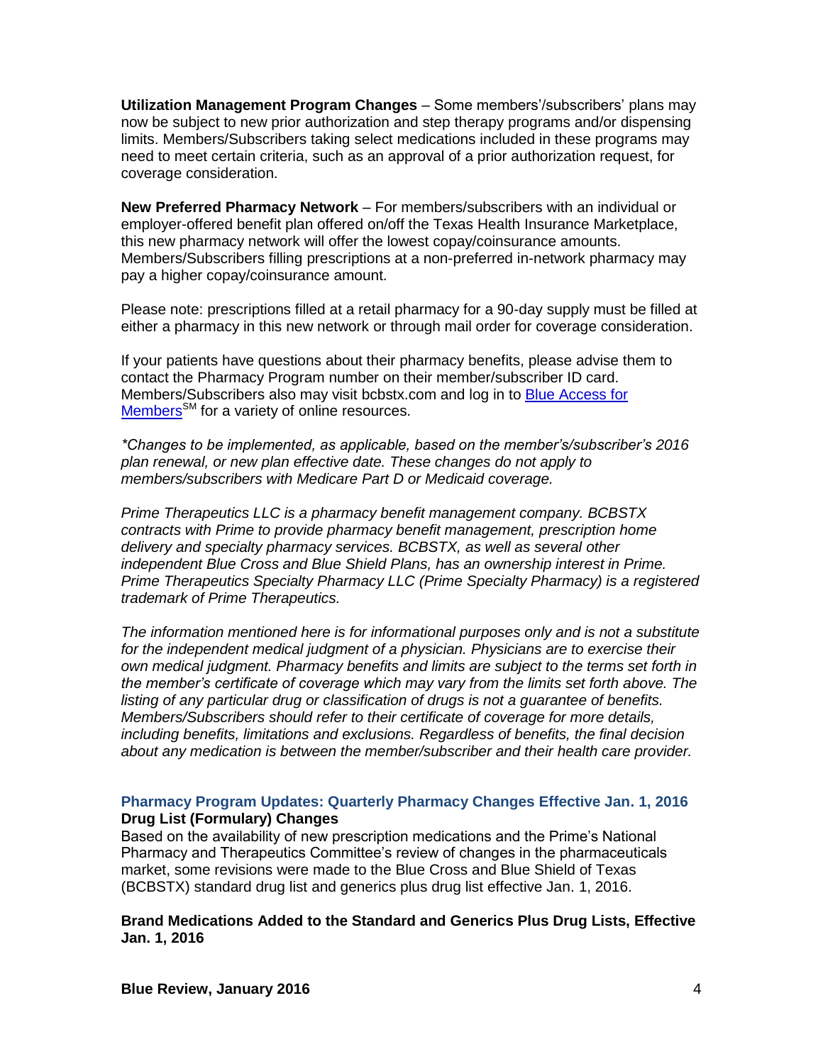**Utilization Management Program Changes** – Some members'/subscribers' plans may now be subject to new prior authorization and step therapy programs and/or dispensing limits. Members/Subscribers taking select medications included in these programs may need to meet certain criteria, such as an approval of a prior authorization request, for coverage consideration.

**New Preferred Pharmacy Network** – For members/subscribers with an individual or employer-offered benefit plan offered on/off the Texas Health Insurance Marketplace, this new pharmacy network will offer the lowest copay/coinsurance amounts. Members/Subscribers filling prescriptions at a non-preferred in-network pharmacy may pay a higher copay/coinsurance amount.

Please note: prescriptions filled at a retail pharmacy for a 90-day supply must be filled at either a pharmacy in this new network or through mail order for coverage consideration.

If your patients have questions about their pharmacy benefits, please advise them to contact the Pharmacy Program number on their member/subscriber ID card. Members/Subscribers also may visit bcbstx.com and log in to Blue Access for Members[SM] for a variety of online resources.

*\*Changes to be implemented, as applicable, based on the member's/subscriber's 2016 plan renewal, or new plan effective date. These changes do not apply to members/subscribers with Medicare Part D or Medicaid coverage.*

*Prime Therapeutics LLC is a pharmacy benefit management company. BCBSTX contracts with Prime to provide pharmacy benefit management, prescription home delivery and specialty pharmacy services. BCBSTX, as well as several other independent Blue Cross and Blue Shield Plans, has an ownership interest in Prime. Prime Therapeutics Specialty Pharmacy LLC (Prime Specialty Pharmacy) is a registered trademark of Prime Therapeutics.*

*The information mentioned here is for informational purposes only and is not a substitute for the independent medical judgment of a physician. Physicians are to exercise their own medical judgment. Pharmacy benefits and limits are subject to the terms set forth in the member's certificate of coverage which may vary from the limits set forth above. The listing of any particular drug or classification of drugs is not a guarantee of benefits. Members/Subscribers should refer to their certificate of coverage for more details, including benefits, limitations and exclusions. Regardless of benefits, the final decision about any medication is between the member/subscriber and their health care provider.*

## Pharmacy Program Updates: Quarterly Pharmacy Changes Effective Jan. 1, 2016

**Drug List (Formulary) Changes**

Based on the availability of new prescription medications and the Prime's National Pharmacy and Therapeutics Committee's review of changes in the pharmaceuticals market, some revisions were made to the Blue Cross and Blue Shield of Texas (BCBSTX) standard drug list and generics plus drug list effective Jan. 1, 2016.

**Brand Medications Added to the Standard and Generics Plus Drug Lists, Effective Jan. 1, 2016**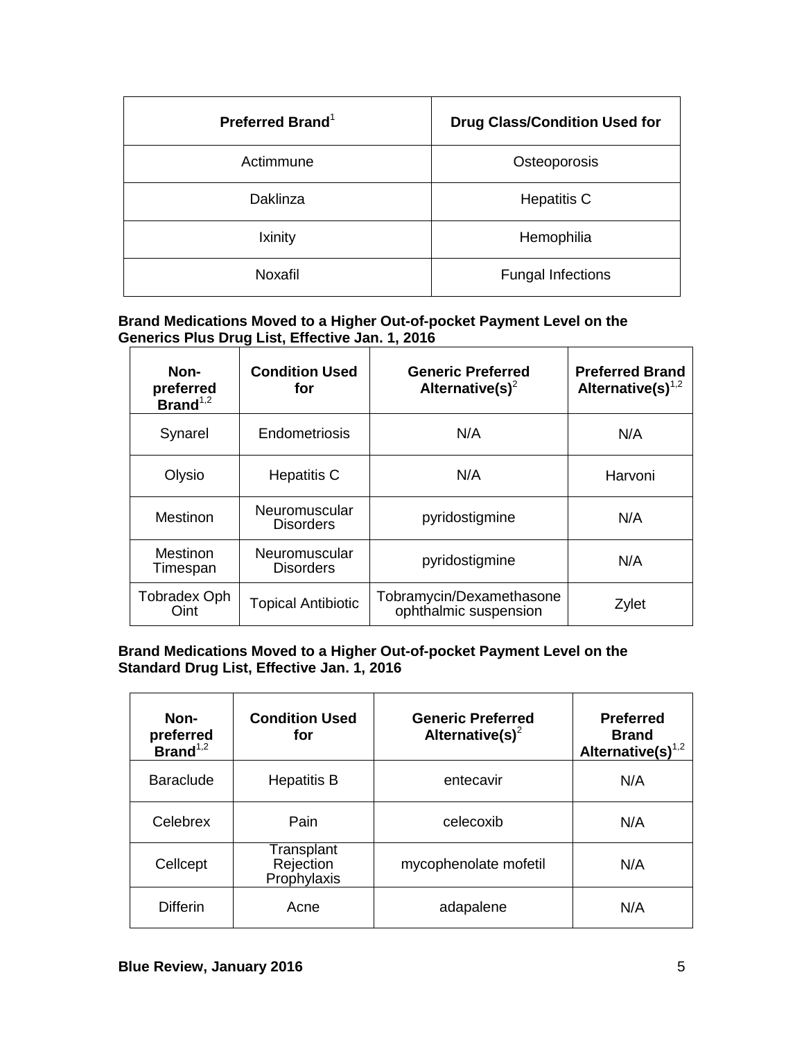| Preferred Brand[1] | Drug Class/Condition Used for |
|---|---|
| Actimmune | Osteoporosis |
| Daklinza | Hepatitis C |
| Ixinity | Hemophilia |
| Noxafil | Fungal Infections |

**Brand Medications Moved to a Higher Out-of-pocket Payment Level on the Generics Plus Drug List, Effective Jan. 1, 2016**

| Non-preferred Brand[1,2] | Condition Used for | Generic Preferred Alternative(s)[2] | Preferred Brand Alternative(s)[1,2] |
|---|---|---|---|
| Synarel | Endometriosis | N/A | N/A |
| Olysio | Hepatitis C | N/A | Harvoni |
| Mestinon | Neuromuscular Disorders | pyridostigmine | N/A |
| Mestinon Timespan | Neuromuscular Disorders | pyridostigmine | N/A |
| Tobradex Oph Oint | Topical Antibiotic | Tobramycin/Dexamethasone ophthalmic suspension | Zylet |

**Brand Medications Moved to a Higher Out-of-pocket Payment Level on the Standard Drug List, Effective Jan. 1, 2016**

| Non-preferred Brand[1,2] | Condition Used for | Generic Preferred Alternative(s)[2] | Preferred Brand Alternative(s)[1,2] |
|---|---|---|---|
| Baraclude | Hepatitis B | entecavir | N/A |
| Celebrex | Pain | celecoxib | N/A |
| Cellcept | Transplant Rejection Prophylaxis | mycophenolate mofetil | N/A |
| Differin | Acne | adapalene | N/A |

**Blue Review, January 2016**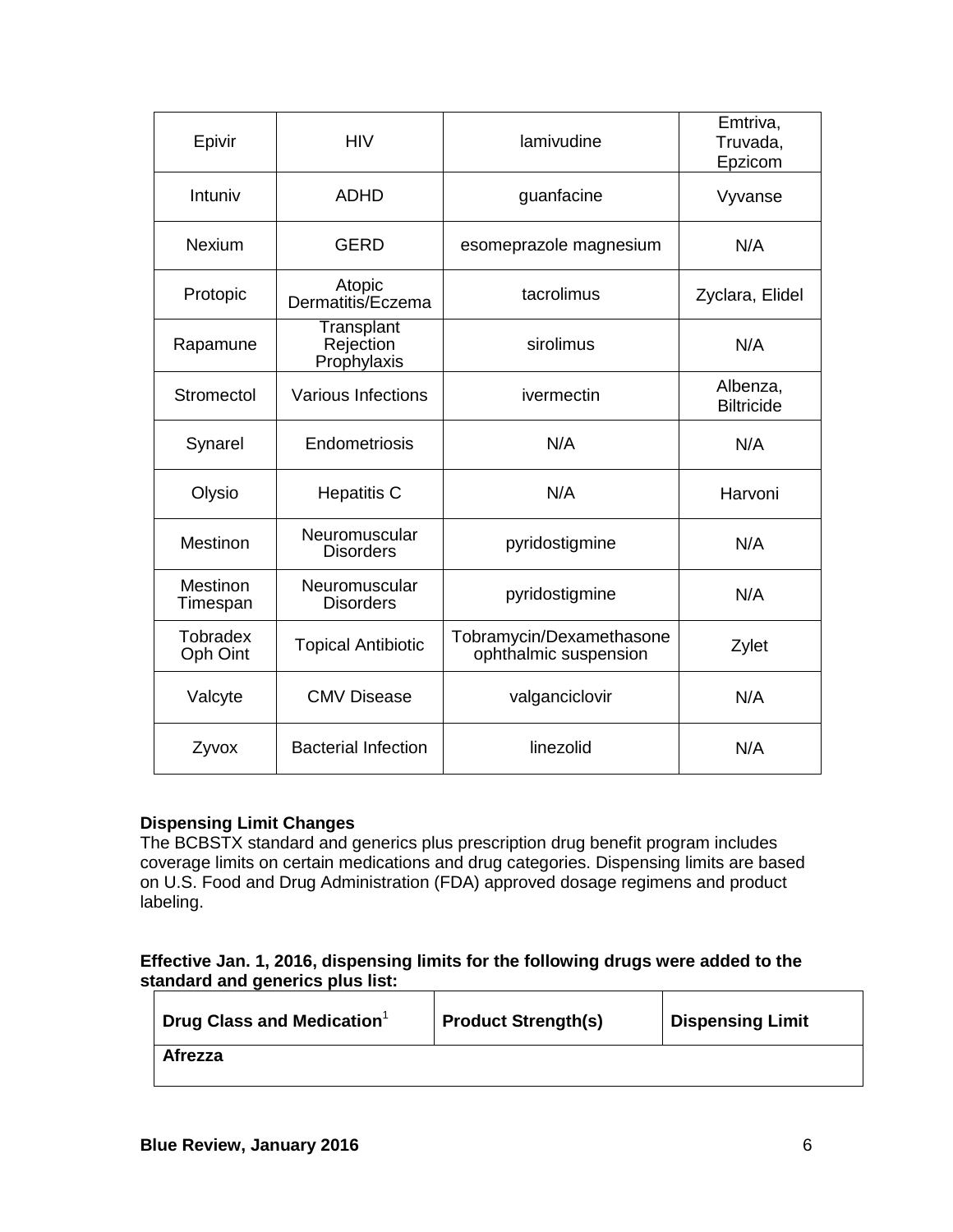| | | | |
|---|---|---|---|
| Epivir | HIV | lamivudine | Emtriva, Truvada, Epzicom |
| Intuniv | ADHD | guanfacine | Vyvanse |
| Nexium | GERD | esomeprazole magnesium | N/A |
| Protopic | Atopic Dermatitis/Eczema | tacrolimus | Zyclara, Elidel |
| Rapamune | Transplant Rejection Prophylaxis | sirolimus | N/A |
| Stromectol | Various Infections | ivermectin | Albenza, Biltricide |
| Synarel | Endometriosis | N/A | N/A |
| Olysio | Hepatitis C | N/A | Harvoni |
| Mestinon | Neuromuscular Disorders | pyridostigmine | N/A |
| Mestinon Timespan | Neuromuscular Disorders | pyridostigmine | N/A |
| Tobradex Oph Oint | Topical Antibiotic | Tobramycin/Dexamethasone ophthalmic suspension | Zylet |
| Valcyte | CMV Disease | valganciclovir | N/A |
| Zyvox | Bacterial Infection | linezolid | N/A |

**Dispensing Limit Changes**

The BCBSTX standard and generics plus prescription drug benefit program includes coverage limits on certain medications and drug categories. Dispensing limits are based on U.S. Food and Drug Administration (FDA) approved dosage regimens and product labeling.

**Effective Jan. 1, 2016, dispensing limits for the following drugs were added to the standard and generics plus list:**

| Drug Class and Medication[1] | Product Strength(s) | Dispensing Limit |
|---|---|---|
| **Afrezza** | | |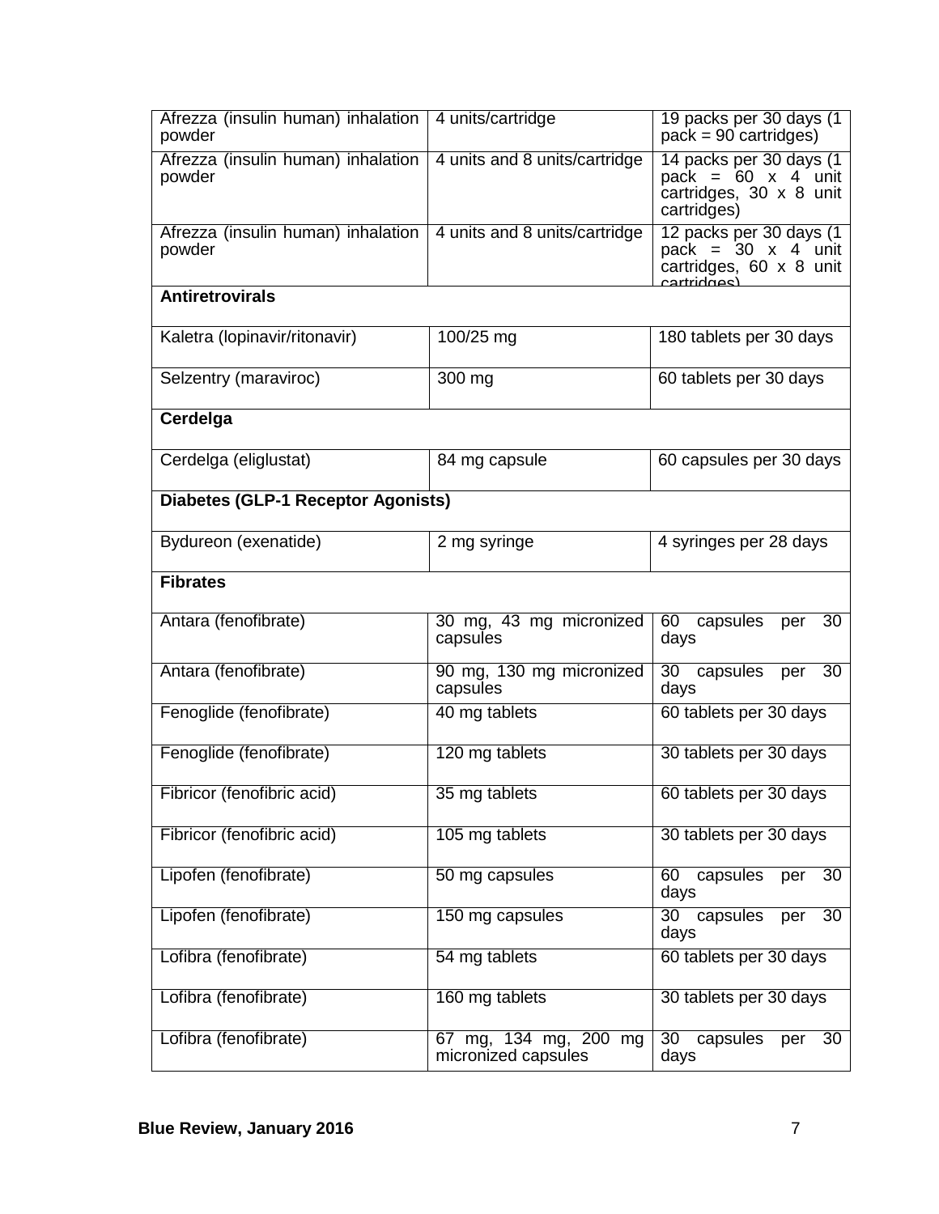| | | |
|---|---|---|
| Afrezza (insulin human) inhalation powder | 4 units/cartridge | 19 packs per 30 days (1 pack = 90 cartridges) |
| Afrezza (insulin human) inhalation powder | 4 units and 8 units/cartridge | 14 packs per 30 days (1 pack = 60 x 4 unit cartridges, 30 x 8 unit cartridges) |
| Afrezza (insulin human) inhalation powder | 4 units and 8 units/cartridge | 12 packs per 30 days (1 pack = 30 x 4 unit cartridges, 60 x 8 unit cartridges) |
| **Antiretrovirals** | | |
| Kaletra (lopinavir/ritonavir) | 100/25 mg | 180 tablets per 30 days |
| Selzentry (maraviroc) | 300 mg | 60 tablets per 30 days |
| **Cerdelga** | | |
| Cerdelga (eliglustat) | 84 mg capsule | 60 capsules per 30 days |
| **Diabetes (GLP-1 Receptor Agonists)** | | |
| Bydureon (exenatide) | 2 mg syringe | 4 syringes per 28 days |
| **Fibrates** | | |
| Antara (fenofibrate) | 30 mg, 43 mg micronized capsules | 60 capsules per 30 days |
| Antara (fenofibrate) | 90 mg, 130 mg micronized capsules | 30 capsules per 30 days |
| Fenoglide (fenofibrate) | 40 mg tablets | 60 tablets per 30 days |
| Fenoglide (fenofibrate) | 120 mg tablets | 30 tablets per 30 days |
| Fibricor (fenofibric acid) | 35 mg tablets | 60 tablets per 30 days |
| Fibricor (fenofibric acid) | 105 mg tablets | 30 tablets per 30 days |
| Lipofen (fenofibrate) | 50 mg capsules | 60 capsules per 30 days |
| Lipofen (fenofibrate) | 150 mg capsules | 30 capsules per 30 days |
| Lofibra (fenofibrate) | 54 mg tablets | 60 tablets per 30 days |
| Lofibra (fenofibrate) | 160 mg tablets | 30 tablets per 30 days |
| Lofibra (fenofibrate) | 67 mg, 134 mg, 200 mg micronized capsules | 30 capsules per 30 days |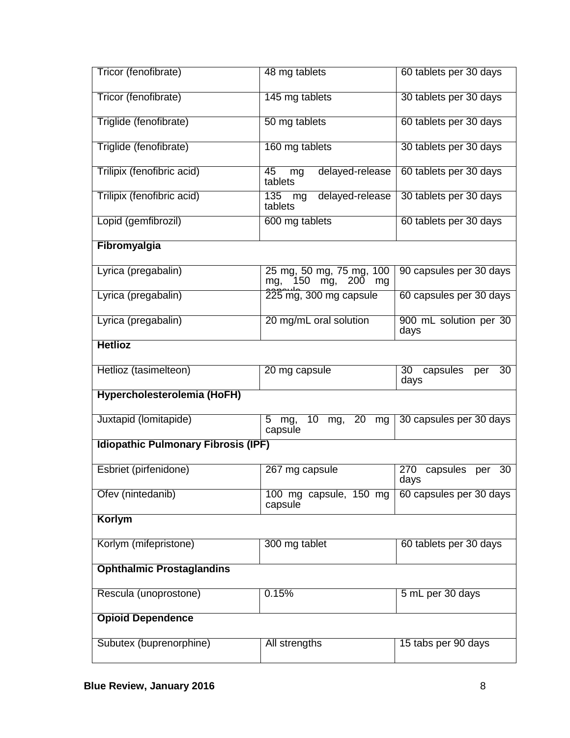| | | |
|---|---|---|
| Tricor (fenofibrate) | 48 mg tablets | 60 tablets per 30 days |
| Tricor (fenofibrate) | 145 mg tablets | 30 tablets per 30 days |
| Triglide (fenofibrate) | 50 mg tablets | 60 tablets per 30 days |
| Triglide (fenofibrate) | 160 mg tablets | 30 tablets per 30 days |
| Trilipix (fenofibric acid) | 45 mg delayed-release tablets | 60 tablets per 30 days |
| Trilipix (fenofibric acid) | 135 mg delayed-release tablets | 30 tablets per 30 days |
| Lopid (gemfibrozil) | 600 mg tablets | 60 tablets per 30 days |
| **Fibromyalgia** | | |
| Lyrica (pregabalin) | 25 mg, 50 mg, 75 mg, 100 mg, 150 mg, 200 mg capsule | 90 capsules per 30 days |
| Lyrica (pregabalin) | 225 mg, 300 mg capsule | 60 capsules per 30 days |
| Lyrica (pregabalin) | 20 mg/mL oral solution | 900 mL solution per 30 days |
| **Hetlioz** | | |
| Hetlioz (tasimelteon) | 20 mg capsule | 30 capsules per 30 days |
| **Hypercholesterolemia (HoFH)** | | |
| Juxtapid (lomitapide) | 5 mg, 10 mg, 20 mg capsule | 30 capsules per 30 days |
| **Idiopathic Pulmonary Fibrosis (IPF)** | | |
| Esbriet (pirfenidone) | 267 mg capsule | 270 capsules per 30 days |
| Ofev (nintedanib) | 100 mg capsule, 150 mg capsule | 60 capsules per 30 days |
| **Korlym** | | |
| Korlym (mifepristone) | 300 mg tablet | 60 tablets per 30 days |
| **Ophthalmic Prostaglandins** | | |
| Rescula (unoprostone) | 0.15% | 5 mL per 30 days |
| **Opioid Dependence** | | |
| Subutex (buprenorphine) | All strengths | 15 tabs per 90 days |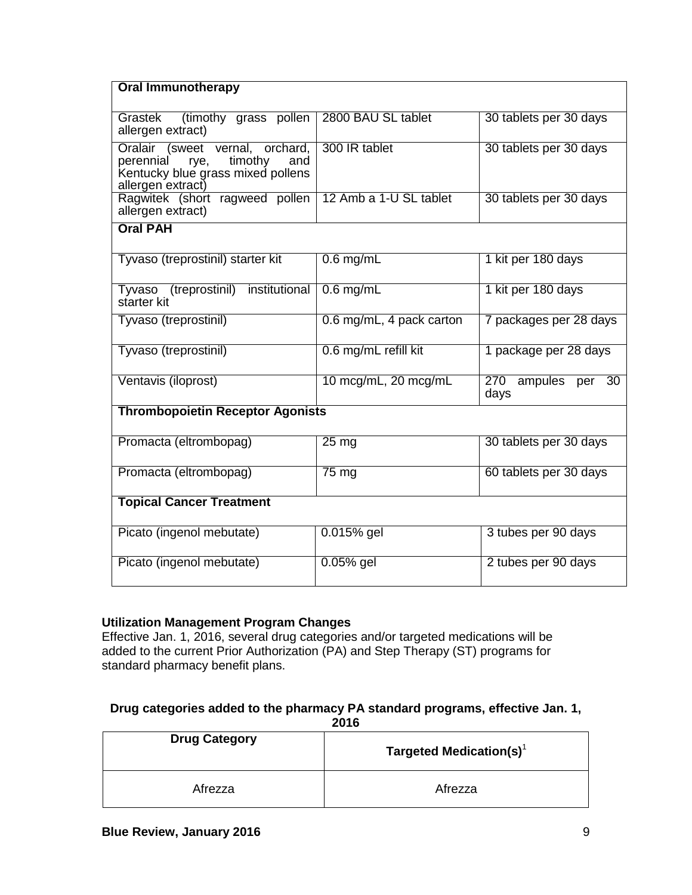| Oral Immunotherapy | | |
|---|---|---|
| Grastek (timothy grass pollen allergen extract) | 2800 BAU SL tablet | 30 tablets per 30 days |
| Oralair (sweet vernal, orchard, perennial rye, timothy and Kentucky blue grass mixed pollens allergen extract) | 300 IR tablet | 30 tablets per 30 days |
| Ragwitek (short ragweed pollen allergen extract) | 12 Amb a 1-U SL tablet | 30 tablets per 30 days |
| **Oral PAH** | | |
| Tyvaso (treprostinil) starter kit | 0.6 mg/mL | 1 kit per 180 days |
| Tyvaso (treprostinil) institutional starter kit | 0.6 mg/mL | 1 kit per 180 days |
| Tyvaso (treprostinil) | 0.6 mg/mL, 4 pack carton | 7 packages per 28 days |
| Tyvaso (treprostinil) | 0.6 mg/mL refill kit | 1 package per 28 days |
| Ventavis (iloprost) | 10 mcg/mL, 20 mcg/mL | 270 ampules per 30 days |
| **Thrombopoietin Receptor Agonists** | | |
| Promacta (eltrombopag) | 25 mg | 30 tablets per 30 days |
| Promacta (eltrombopag) | 75 mg | 60 tablets per 30 days |
| **Topical Cancer Treatment** | | |
| Picato (ingenol mebutate) | 0.015% gel | 3 tubes per 90 days |
| Picato (ingenol mebutate) | 0.05% gel | 2 tubes per 90 days |

**Utilization Management Program Changes**

Effective Jan. 1, 2016, several drug categories and/or targeted medications will be added to the current Prior Authorization (PA) and Step Therapy (ST) programs for standard pharmacy benefit plans.

**Drug categories added to the pharmacy PA standard programs, effective Jan. 1, 2016**

| Drug Category | Targeted Medication(s)[1] |
|---|---|
| Afrezza | Afrezza |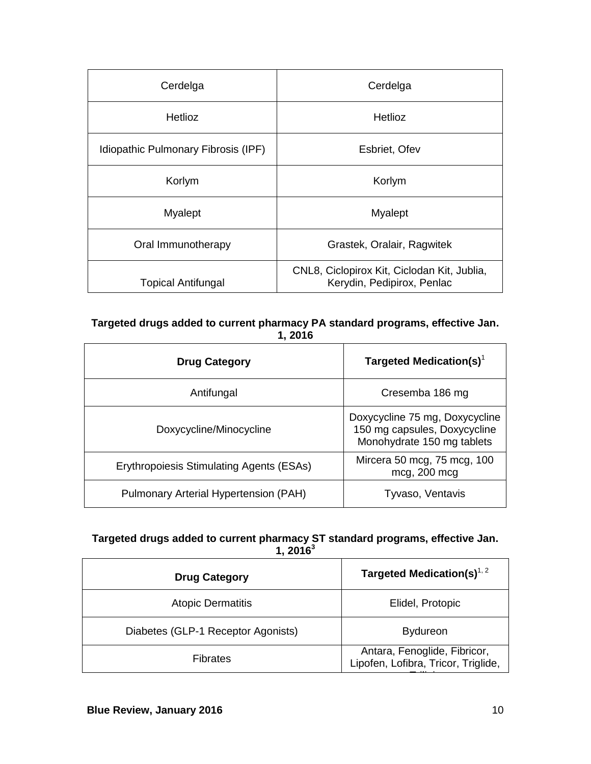| | |
|---|---|
| Cerdelga | Cerdelga |
| Hetlioz | Hetlioz |
| Idiopathic Pulmonary Fibrosis (IPF) | Esbriet, Ofev |
| Korlym | Korlym |
| Myalept | Myalept |
| Oral Immunotherapy | Grastek, Oralair, Ragwitek |
| Topical Antifungal | CNL8, Ciclopirox Kit, Ciclodan Kit, Jublia, Kerydin, Pedipirox, Penlac |

**Targeted drugs added to current pharmacy PA standard programs, effective Jan. 1, 2016**

| Drug Category | Targeted Medication(s)[1] |
|---|---|
| Antifungal | Cresemba 186 mg |
| Doxycycline/Minocycline | Doxycycline 75 mg, Doxycycline 150 mg capsules, Doxycycline Monohydrate 150 mg tablets |
| Erythropoiesis Stimulating Agents (ESAs) | Mircera 50 mcg, 75 mcg, 100 mcg, 200 mcg |
| Pulmonary Arterial Hypertension (PAH) | Tyvaso, Ventavis |

**Targeted drugs added to current pharmacy ST standard programs, effective Jan. 1, 2016[3]**

| Drug Category | Targeted Medication(s)[1, 2] |
|---|---|
| Atopic Dermatitis | Elidel, Protopic |
| Diabetes (GLP-1 Receptor Agonists) | Bydureon |
| Fibrates | Antara, Fenoglide, Fibricor, Lipofen, Lofibra, Tricor, Triglide, |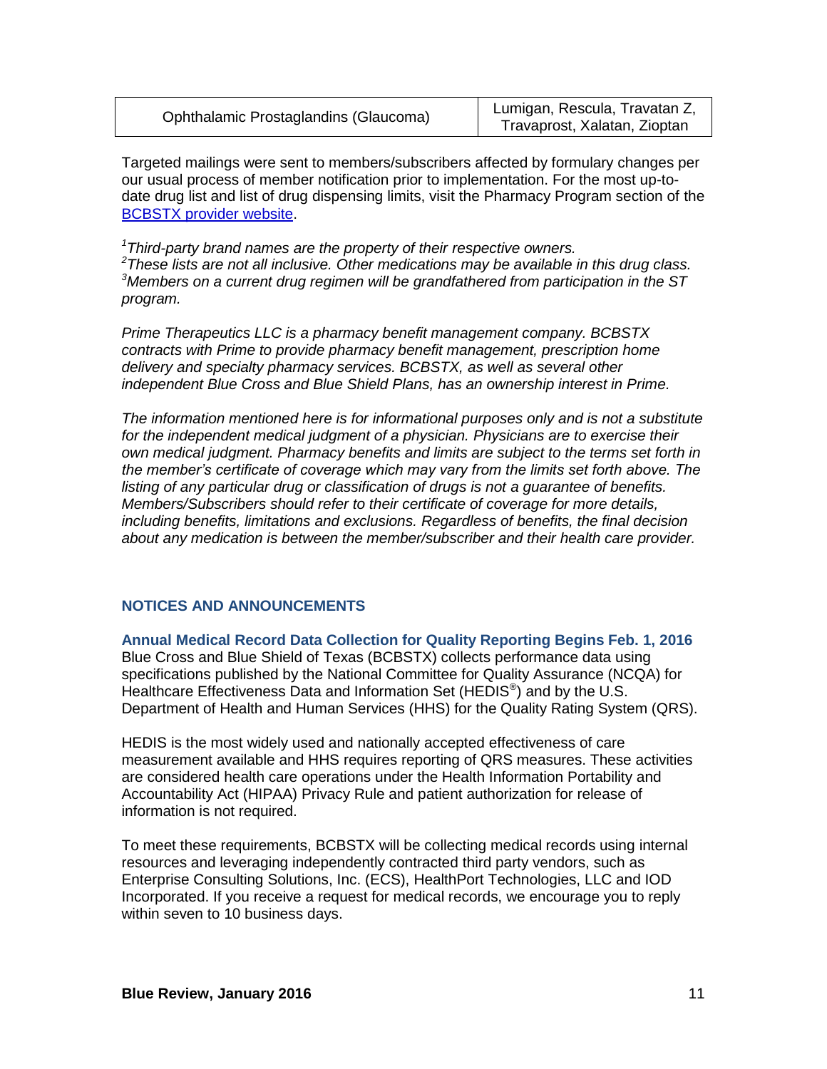| Ophthalamic Prostaglandins (Glaucoma) | Lumigan, Rescula, Travatan Z, Travaprost, Xalatan, Zioptan |
|---|---|

Targeted mailings were sent to members/subscribers affected by formulary changes per our usual process of member notification prior to implementation. For the most up-to-date drug list and list of drug dispensing limits, visit the Pharmacy Program section of the BCBSTX provider website.

*[1]Third-party brand names are the property of their respective owners.*
*[2]These lists are not all inclusive. Other medications may be available in this drug class.*
*[3]Members on a current drug regimen will be grandfathered from participation in the ST program.*

*Prime Therapeutics LLC is a pharmacy benefit management company. BCBSTX contracts with Prime to provide pharmacy benefit management, prescription home delivery and specialty pharmacy services. BCBSTX, as well as several other independent Blue Cross and Blue Shield Plans, has an ownership interest in Prime.*

*The information mentioned here is for informational purposes only and is not a substitute for the independent medical judgment of a physician. Physicians are to exercise their own medical judgment. Pharmacy benefits and limits are subject to the terms set forth in the member's certificate of coverage which may vary from the limits set forth above. The listing of any particular drug or classification of drugs is not a guarantee of benefits. Members/Subscribers should refer to their certificate of coverage for more details, including benefits, limitations and exclusions. Regardless of benefits, the final decision about any medication is between the member/subscriber and their health care provider.*

## NOTICES AND ANNOUNCEMENTS

### Annual Medical Record Data Collection for Quality Reporting Begins Feb. 1, 2016

Blue Cross and Blue Shield of Texas (BCBSTX) collects performance data using specifications published by the National Committee for Quality Assurance (NCQA) for Healthcare Effectiveness Data and Information Set (HEDIS®) and by the U.S. Department of Health and Human Services (HHS) for the Quality Rating System (QRS).

HEDIS is the most widely used and nationally accepted effectiveness of care measurement available and HHS requires reporting of QRS measures. These activities are considered health care operations under the Health Information Portability and Accountability Act (HIPAA) Privacy Rule and patient authorization for release of information is not required.

To meet these requirements, BCBSTX will be collecting medical records using internal resources and leveraging independently contracted third party vendors, such as Enterprise Consulting Solutions, Inc. (ECS), HealthPort Technologies, LLC and IOD Incorporated. If you receive a request for medical records, we encourage you to reply within seven to 10 business days.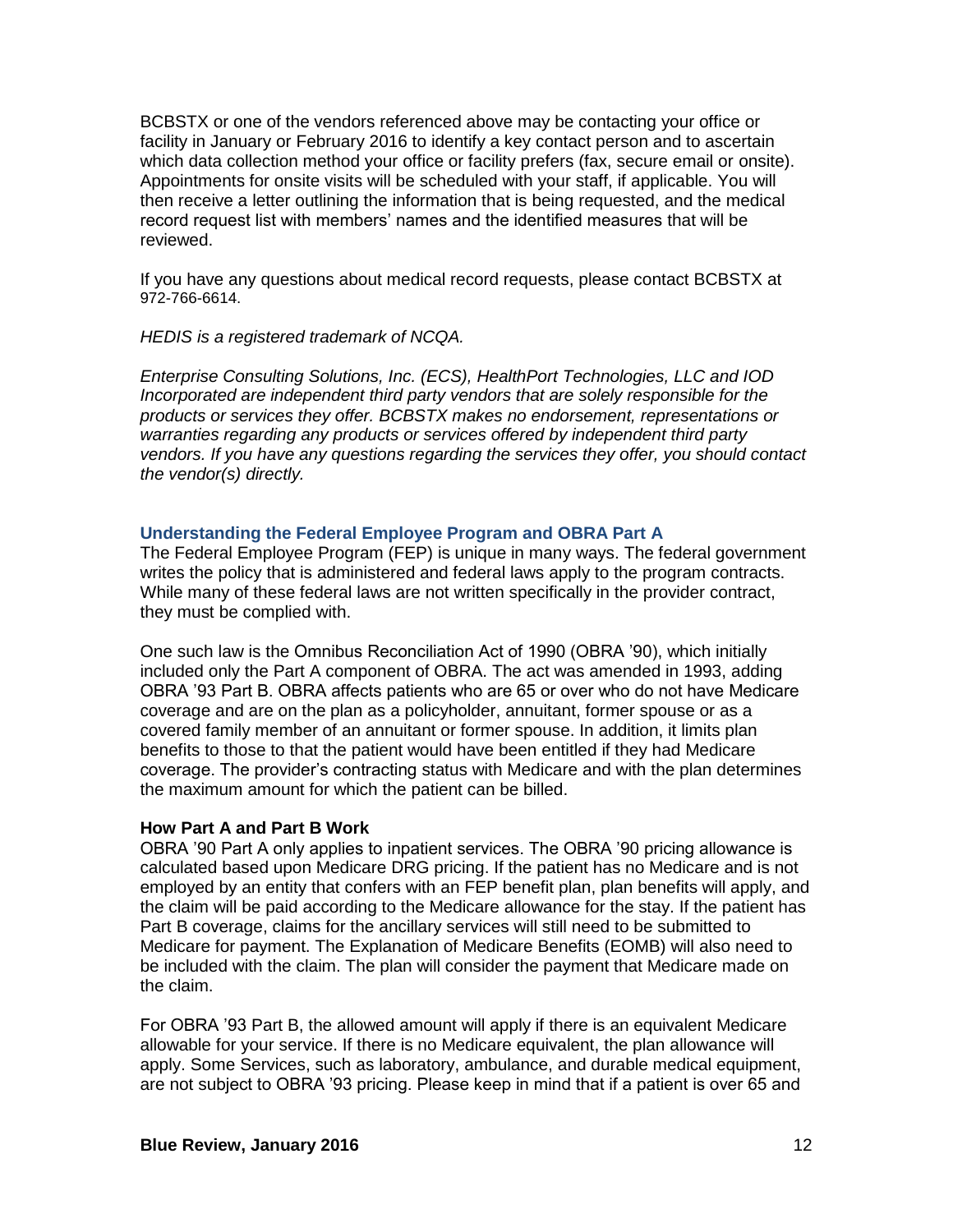BCBSTX or one of the vendors referenced above may be contacting your office or facility in January or February 2016 to identify a key contact person and to ascertain which data collection method your office or facility prefers (fax, secure email or onsite). Appointments for onsite visits will be scheduled with your staff, if applicable. You will then receive a letter outlining the information that is being requested, and the medical record request list with members' names and the identified measures that will be reviewed.

If you have any questions about medical record requests, please contact BCBSTX at 972-766-6614.

*HEDIS is a registered trademark of NCQA.*

*Enterprise Consulting Solutions, Inc. (ECS), HealthPort Technologies, LLC and IOD Incorporated are independent third party vendors that are solely responsible for the products or services they offer. BCBSTX makes no endorsement, representations or warranties regarding any products or services offered by independent third party vendors. If you have any questions regarding the services they offer, you should contact the vendor(s) directly.*

## Understanding the Federal Employee Program and OBRA Part A

The Federal Employee Program (FEP) is unique in many ways. The federal government writes the policy that is administered and federal laws apply to the program contracts. While many of these federal laws are not written specifically in the provider contract, they must be complied with.

One such law is the Omnibus Reconciliation Act of 1990 (OBRA '90), which initially included only the Part A component of OBRA. The act was amended in 1993, adding OBRA '93 Part B. OBRA affects patients who are 65 or over who do not have Medicare coverage and are on the plan as a policyholder, annuitant, former spouse or as a covered family member of an annuitant or former spouse. In addition, it limits plan benefits to those to that the patient would have been entitled if they had Medicare coverage. The provider's contracting status with Medicare and with the plan determines the maximum amount for which the patient can be billed.

### How Part A and Part B Work

OBRA '90 Part A only applies to inpatient services. The OBRA '90 pricing allowance is calculated based upon Medicare DRG pricing. If the patient has no Medicare and is not employed by an entity that confers with an FEP benefit plan, plan benefits will apply, and the claim will be paid according to the Medicare allowance for the stay. If the patient has Part B coverage, claims for the ancillary services will still need to be submitted to Medicare for payment. The Explanation of Medicare Benefits (EOMB) will also need to be included with the claim. The plan will consider the payment that Medicare made on the claim.

For OBRA '93 Part B, the allowed amount will apply if there is an equivalent Medicare allowable for your service. If there is no Medicare equivalent, the plan allowance will apply. Some Services, such as laboratory, ambulance, and durable medical equipment, are not subject to OBRA '93 pricing. Please keep in mind that if a patient is over 65 and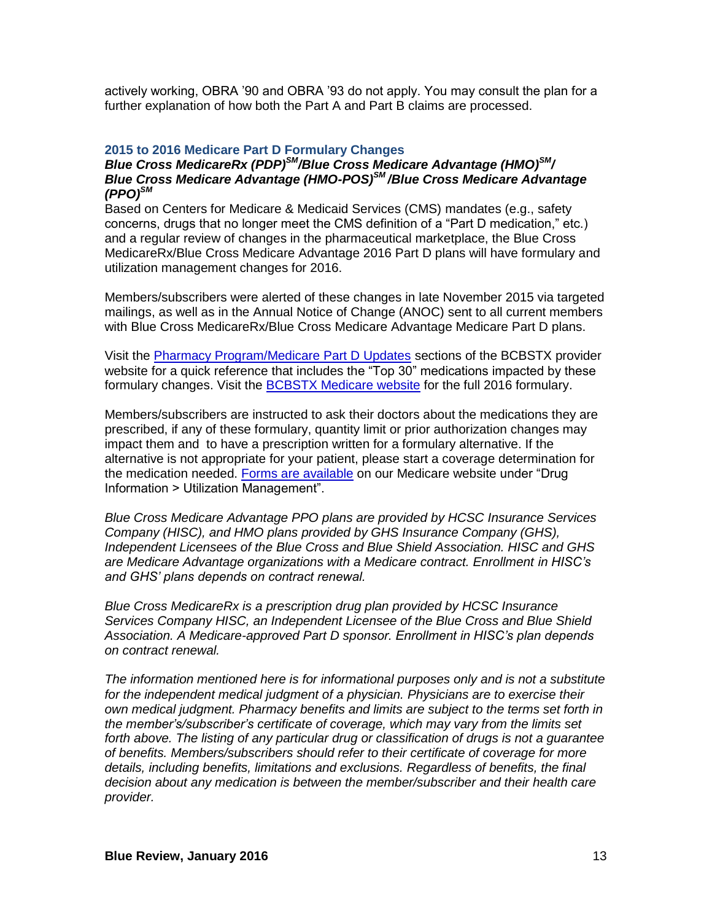actively working, OBRA '90 and OBRA '93 do not apply. You may consult the plan for a further explanation of how both the Part A and Part B claims are processed.

### 2015 to 2016 Medicare Part D Formulary Changes

***Blue Cross MedicareRx (PDP)SM/Blue Cross Medicare Advantage (HMO)SM/ Blue Cross Medicare Advantage (HMO-POS)SM /Blue Cross Medicare Advantage (PPO)SM***

Based on Centers for Medicare & Medicaid Services (CMS) mandates (e.g., safety concerns, drugs that no longer meet the CMS definition of a "Part D medication," etc.) and a regular review of changes in the pharmaceutical marketplace, the Blue Cross MedicareRx/Blue Cross Medicare Advantage 2016 Part D plans will have formulary and utilization management changes for 2016.

Members/subscribers were alerted of these changes in late November 2015 via targeted mailings, as well as in the Annual Notice of Change (ANOC) sent to all current members with Blue Cross MedicareRx/Blue Cross Medicare Advantage Medicare Part D plans.

Visit the Pharmacy Program/Medicare Part D Updates sections of the BCBSTX provider website for a quick reference that includes the "Top 30" medications impacted by these formulary changes. Visit the BCBSTX Medicare website for the full 2016 formulary.

Members/subscribers are instructed to ask their doctors about the medications they are prescribed, if any of these formulary, quantity limit or prior authorization changes may impact them and to have a prescription written for a formulary alternative. If the alternative is not appropriate for your patient, please start a coverage determination for the medication needed. Forms are available on our Medicare website under "Drug Information > Utilization Management".

*Blue Cross Medicare Advantage PPO plans are provided by HCSC Insurance Services Company (HISC), and HMO plans provided by GHS Insurance Company (GHS), Independent Licensees of the Blue Cross and Blue Shield Association. HISC and GHS are Medicare Advantage organizations with a Medicare contract. Enrollment in HISC's and GHS' plans depends on contract renewal.*

*Blue Cross MedicareRx is a prescription drug plan provided by HCSC Insurance Services Company HISC, an Independent Licensee of the Blue Cross and Blue Shield Association. A Medicare-approved Part D sponsor. Enrollment in HISC's plan depends on contract renewal.*

*The information mentioned here is for informational purposes only and is not a substitute for the independent medical judgment of a physician. Physicians are to exercise their own medical judgment. Pharmacy benefits and limits are subject to the terms set forth in the member's/subscriber's certificate of coverage, which may vary from the limits set forth above. The listing of any particular drug or classification of drugs is not a guarantee of benefits. Members/subscribers should refer to their certificate of coverage for more details, including benefits, limitations and exclusions. Regardless of benefits, the final decision about any medication is between the member/subscriber and their health care provider.*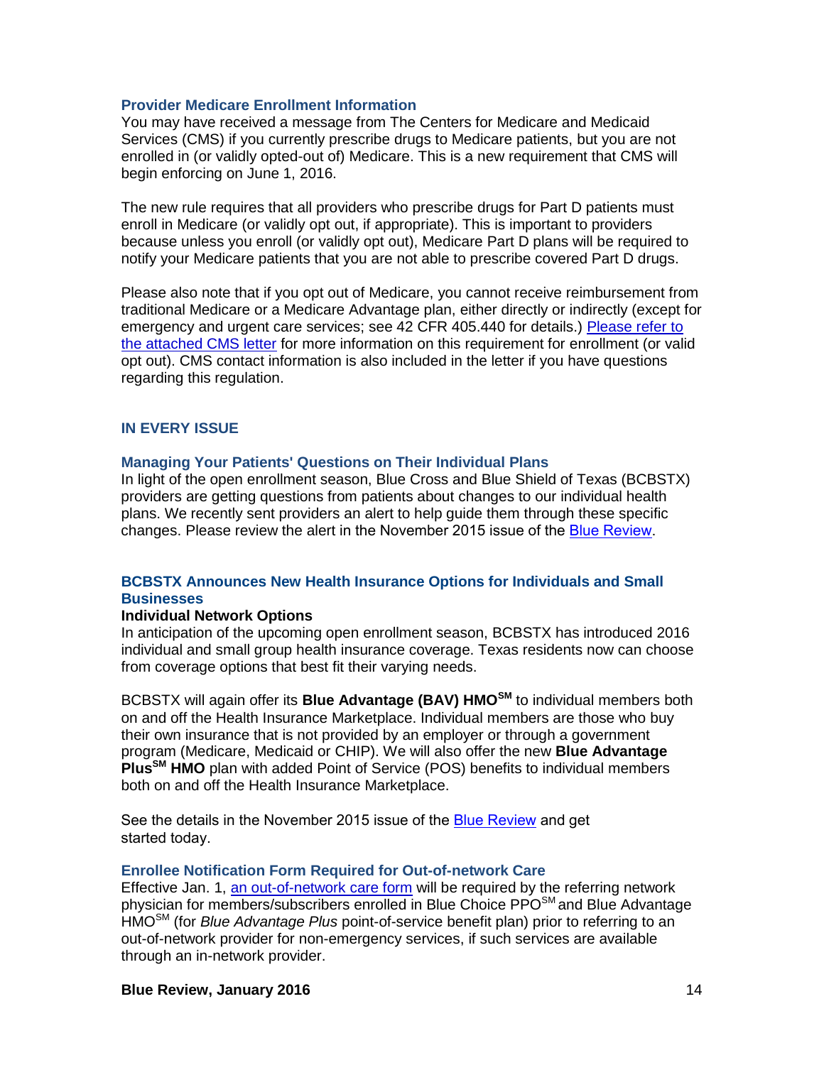### Provider Medicare Enrollment Information

You may have received a message from The Centers for Medicare and Medicaid Services (CMS) if you currently prescribe drugs to Medicare patients, but you are not enrolled in (or validly opted-out of) Medicare. This is a new requirement that CMS will begin enforcing on June 1, 2016.

The new rule requires that all providers who prescribe drugs for Part D patients must enroll in Medicare (or validly opt out, if appropriate). This is important to providers because unless you enroll (or validly opt out), Medicare Part D plans will be required to notify your Medicare patients that you are not able to prescribe covered Part D drugs.

Please also note that if you opt out of Medicare, you cannot receive reimbursement from traditional Medicare or a Medicare Advantage plan, either directly or indirectly (except for emergency and urgent care services; see 42 CFR 405.440 for details.) Please refer to the attached CMS letter for more information on this requirement for enrollment (or valid opt out). CMS contact information is also included in the letter if you have questions regarding this regulation.

## IN EVERY ISSUE

### Managing Your Patients' Questions on Their Individual Plans

In light of the open enrollment season, Blue Cross and Blue Shield of Texas (BCBSTX) providers are getting questions from patients about changes to our individual health plans. We recently sent providers an alert to help guide them through these specific changes. Please review the alert in the November 2015 issue of the Blue Review.

### BCBSTX Announces New Health Insurance Options for Individuals and Small Businesses

**Individual Network Options**

In anticipation of the upcoming open enrollment season, BCBSTX has introduced 2016 individual and small group health insurance coverage. Texas residents now can choose from coverage options that best fit their varying needs.

BCBSTX will again offer its **Blue Advantage (BAV) HMO**SM to individual members both on and off the Health Insurance Marketplace. Individual members are those who buy their own insurance that is not provided by an employer or through a government program (Medicare, Medicaid or CHIP). We will also offer the new **Blue Advantage Plus**SM **HMO** plan with added Point of Service (POS) benefits to individual members both on and off the Health Insurance Marketplace.

See the details in the November 2015 issue of the Blue Review and get started today.

### Enrollee Notification Form Required for Out-of-network Care

Effective Jan. 1, an out-of-network care form will be required by the referring network physician for members/subscribers enrolled in Blue Choice PPOSM and Blue Advantage HMOSM (for *Blue Advantage Plus* point-of-service benefit plan) prior to referring to an out-of-network provider for non-emergency services, if such services are available through an in-network provider.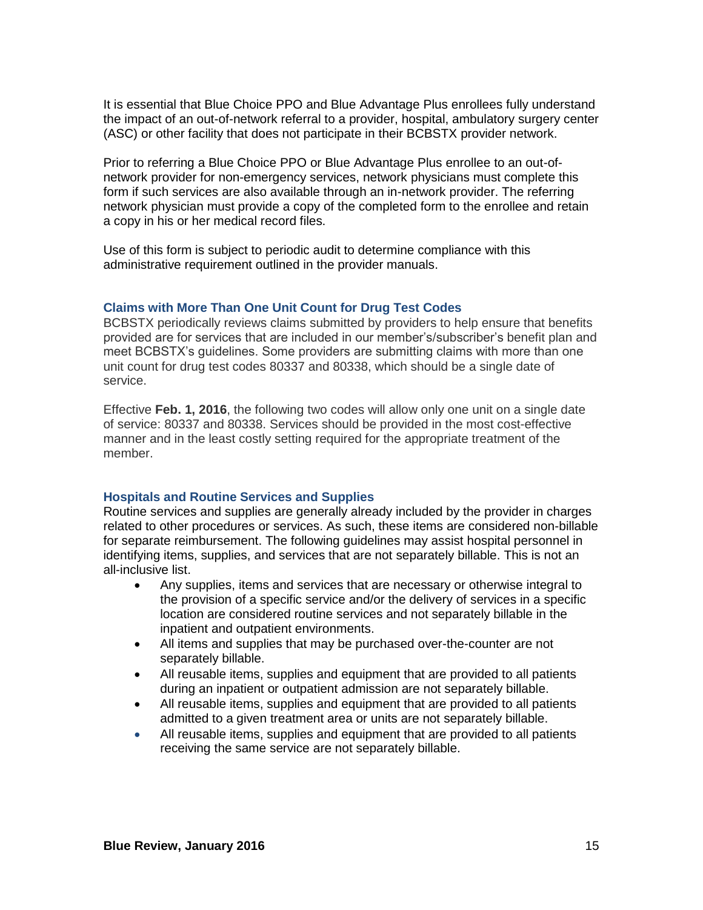It is essential that Blue Choice PPO and Blue Advantage Plus enrollees fully understand the impact of an out-of-network referral to a provider, hospital, ambulatory surgery center (ASC) or other facility that does not participate in their BCBSTX provider network.

Prior to referring a Blue Choice PPO or Blue Advantage Plus enrollee to an out-of-network provider for non-emergency services, network physicians must complete this form if such services are also available through an in-network provider. The referring network physician must provide a copy of the completed form to the enrollee and retain a copy in his or her medical record files.

Use of this form is subject to periodic audit to determine compliance with this administrative requirement outlined in the provider manuals.

### Claims with More Than One Unit Count for Drug Test Codes

BCBSTX periodically reviews claims submitted by providers to help ensure that benefits provided are for services that are included in our member's/subscriber's benefit plan and meet BCBSTX's guidelines. Some providers are submitting claims with more than one unit count for drug test codes 80337 and 80338, which should be a single date of service.

Effective **Feb. 1, 2016**, the following two codes will allow only one unit on a single date of service: 80337 and 80338. Services should be provided in the most cost-effective manner and in the least costly setting required for the appropriate treatment of the member.

### Hospitals and Routine Services and Supplies

Routine services and supplies are generally already included by the provider in charges related to other procedures or services. As such, these items are considered non-billable for separate reimbursement. The following guidelines may assist hospital personnel in identifying items, supplies, and services that are not separately billable. This is not an all-inclusive list.

- Any supplies, items and services that are necessary or otherwise integral to the provision of a specific service and/or the delivery of services in a specific location are considered routine services and not separately billable in the inpatient and outpatient environments.
- All items and supplies that may be purchased over-the-counter are not separately billable.
- All reusable items, supplies and equipment that are provided to all patients during an inpatient or outpatient admission are not separately billable.
- All reusable items, supplies and equipment that are provided to all patients admitted to a given treatment area or units are not separately billable.
- All reusable items, supplies and equipment that are provided to all patients receiving the same service are not separately billable.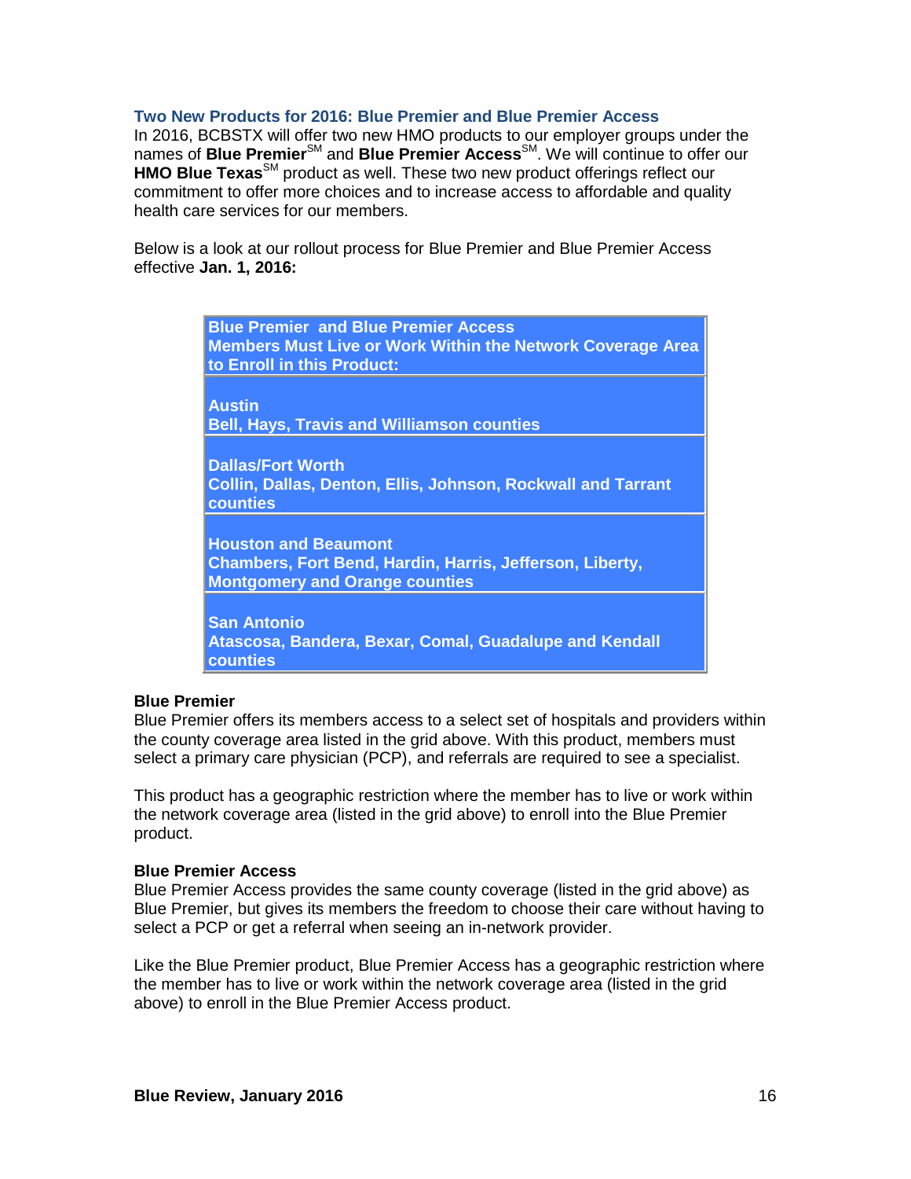## Two New Products for 2016: Blue Premier and Blue Premier Access

In 2016, BCBSTX will offer two new HMO products to our employer groups under the names of **Blue Premier**SM and **Blue Premier Access**SM. We will continue to offer our **HMO Blue Texas**SM product as well. These two new product offerings reflect our commitment to offer more choices and to increase access to affordable and quality health care services for our members.

Below is a look at our rollout process for Blue Premier and Blue Premier Access effective **Jan. 1, 2016:**

| Blue Premier and Blue Premier Access<br>Members Must Live or Work Within the Network Coverage Area to Enroll in this Product: |
|---|
| **Austin**<br>Bell, Hays, Travis and Williamson counties |
| **Dallas/Fort Worth**<br>Collin, Dallas, Denton, Ellis, Johnson, Rockwall and Tarrant counties |
| **Houston and Beaumont**<br>Chambers, Fort Bend, Hardin, Harris, Jefferson, Liberty, Montgomery and Orange counties |
| **San Antonio**<br>Atascosa, Bandera, Bexar, Comal, Guadalupe and Kendall counties |

**Blue Premier**

Blue Premier offers its members access to a select set of hospitals and providers within the county coverage area listed in the grid above. With this product, members must select a primary care physician (PCP), and referrals are required to see a specialist.

This product has a geographic restriction where the member has to live or work within the network coverage area (listed in the grid above) to enroll into the Blue Premier product.

**Blue Premier Access**

Blue Premier Access provides the same county coverage (listed in the grid above) as Blue Premier, but gives its members the freedom to choose their care without having to select a PCP or get a referral when seeing an in-network provider.

Like the Blue Premier product, Blue Premier Access has a geographic restriction where the member has to live or work within the network coverage area (listed in the grid above) to enroll in the Blue Premier Access product.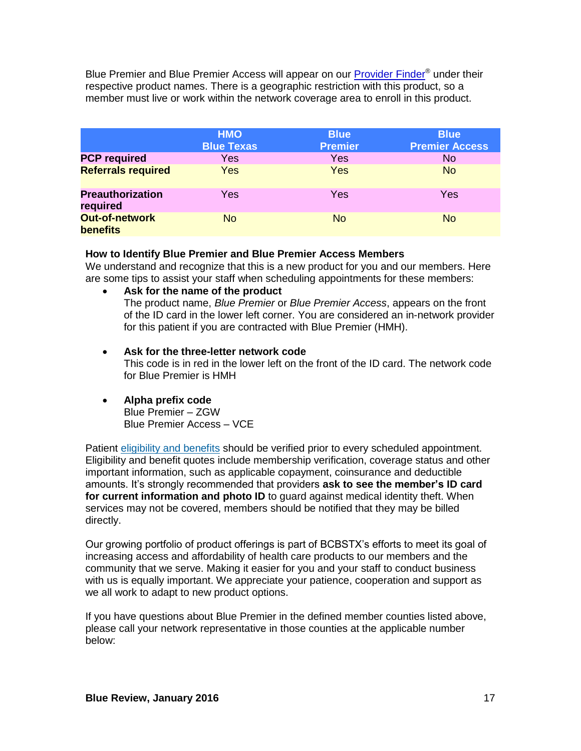Blue Premier and Blue Premier Access will appear on our Provider Finder® under their respective product names. There is a geographic restriction with this product, so a member must live or work within the network coverage area to enroll in this product.

| | HMO Blue Texas | Blue Premier | Blue Premier Access |
|---|---|---|---|
| **PCP required** | Yes | Yes | No |
| **Referrals required** | Yes | Yes | No |
| **Preauthorization required** | Yes | Yes | Yes |
| **Out-of-network benefits** | No | No | No |

**How to Identify Blue Premier and Blue Premier Access Members**
We understand and recognize that this is a new product for you and our members. Here are some tips to assist your staff when scheduling appointments for these members:

- **Ask for the name of the product**
  The product name, *Blue Premier* or *Blue Premier Access*, appears on the front of the ID card in the lower left corner. You are considered an in-network provider for this patient if you are contracted with Blue Premier (HMH).

- **Ask for the three-letter network code**
  This code is in red in the lower left on the front of the ID card. The network code for Blue Premier is HMH

- **Alpha prefix code**
  Blue Premier – ZGW
  Blue Premier Access – VCE

Patient eligibility and benefits should be verified prior to every scheduled appointment. Eligibility and benefit quotes include membership verification, coverage status and other important information, such as applicable copayment, coinsurance and deductible amounts. It's strongly recommended that providers **ask to see the member's ID card for current information and photo ID** to guard against medical identity theft. When services may not be covered, members should be notified that they may be billed directly.

Our growing portfolio of product offerings is part of BCBSTX's efforts to meet its goal of increasing access and affordability of health care products to our members and the community that we serve. Making it easier for you and your staff to conduct business with us is equally important. We appreciate your patience, cooperation and support as we all work to adapt to new product options.

If you have questions about Blue Premier in the defined member counties listed above, please call your network representative in those counties at the applicable number below: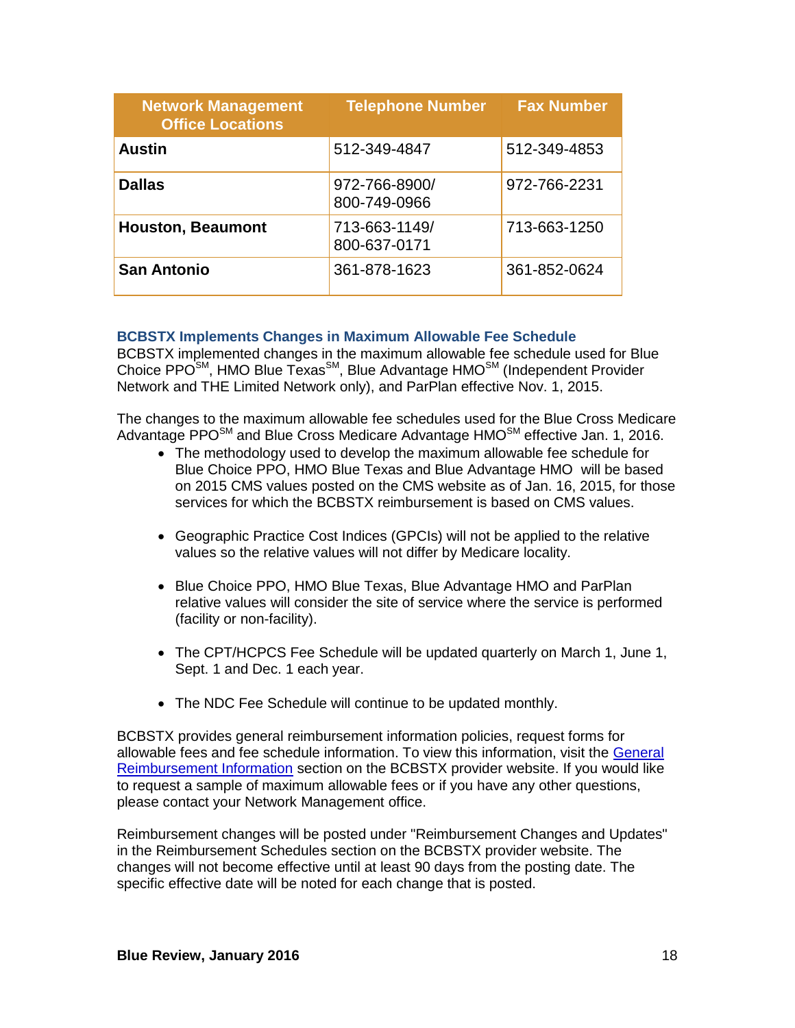| Network Management Office Locations | Telephone Number | Fax Number |
|---|---|---|
| **Austin** | 512-349-4847 | 512-349-4853 |
| **Dallas** | 972-766-8900/ 800-749-0966 | 972-766-2231 |
| **Houston, Beaumont** | 713-663-1149/ 800-637-0171 | 713-663-1250 |
| **San Antonio** | 361-878-1623 | 361-852-0624 |

### BCBSTX Implements Changes in Maximum Allowable Fee Schedule

BCBSTX implemented changes in the maximum allowable fee schedule used for Blue Choice PPO℠, HMO Blue Texas℠, Blue Advantage HMO℠ (Independent Provider Network and THE Limited Network only), and ParPlan effective Nov. 1, 2015.

The changes to the maximum allowable fee schedules used for the Blue Cross Medicare Advantage PPO℠ and Blue Cross Medicare Advantage HMO℠ effective Jan. 1, 2016.

- The methodology used to develop the maximum allowable fee schedule for Blue Choice PPO, HMO Blue Texas and Blue Advantage HMO will be based on 2015 CMS values posted on the CMS website as of Jan. 16, 2015, for those services for which the BCBSTX reimbursement is based on CMS values.

- Geographic Practice Cost Indices (GPCIs) will not be applied to the relative values so the relative values will not differ by Medicare locality.

- Blue Choice PPO, HMO Blue Texas, Blue Advantage HMO and ParPlan relative values will consider the site of service where the service is performed (facility or non-facility).

- The CPT/HCPCS Fee Schedule will be updated quarterly on March 1, June 1, Sept. 1 and Dec. 1 each year.

- The NDC Fee Schedule will continue to be updated monthly.

BCBSTX provides general reimbursement information policies, request forms for allowable fees and fee schedule information. To view this information, visit the General Reimbursement Information section on the BCBSTX provider website. If you would like to request a sample of maximum allowable fees or if you have any other questions, please contact your Network Management office.

Reimbursement changes will be posted under "Reimbursement Changes and Updates" in the Reimbursement Schedules section on the BCBSTX provider website. The changes will not become effective until at least 90 days from the posting date. The specific effective date will be noted for each change that is posted.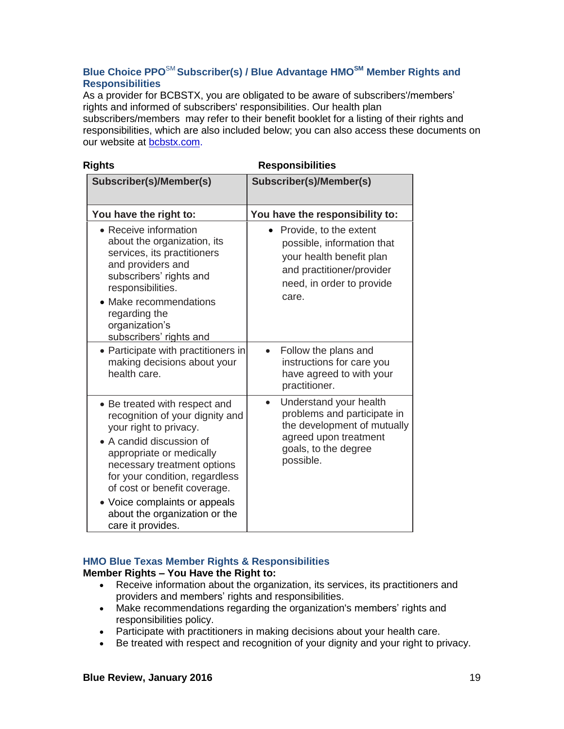### Blue Choice PPO℠ Subscriber(s) / Blue Advantage HMO℠ Member Rights and Responsibilities

As a provider for BCBSTX, you are obligated to be aware of subscribers'/members' rights and informed of subscribers' responsibilities. Our health plan subscribers/members may refer to their benefit booklet for a listing of their rights and responsibilities, which are also included below; you can also access these documents on our website at bcbstx.com.

| Rights<br>Subscriber(s)/Member(s) | Responsibilities<br>Subscriber(s)/Member(s) |
|---|---|
| **You have the right to:** | **You have the responsibility to:** |
| • Receive information about the organization, its services, its practitioners and providers and subscribers' rights and responsibilities.<br>• Make recommendations regarding the organization's subscribers' rights and | • Provide, to the extent possible, information that your health benefit plan and practitioner/provider need, in order to provide care. |
| • Participate with practitioners in making decisions about your health care. | • Follow the plans and instructions for care you have agreed to with your practitioner. |
| • Be treated with respect and recognition of your dignity and your right to privacy.<br>• A candid discussion of appropriate or medically necessary treatment options for your condition, regardless of cost or benefit coverage.<br>• Voice complaints or appeals about the organization or the care it provides. | • Understand your health problems and participate in the development of mutually agreed upon treatment goals, to the degree possible. |

### HMO Blue Texas Member Rights & Responsibilities

**Member Rights – You Have the Right to:**

- Receive information about the organization, its services, its practitioners and providers and members' rights and responsibilities.
- Make recommendations regarding the organization's members' rights and responsibilities policy.
- Participate with practitioners in making decisions about your health care.
- Be treated with respect and recognition of your dignity and your right to privacy.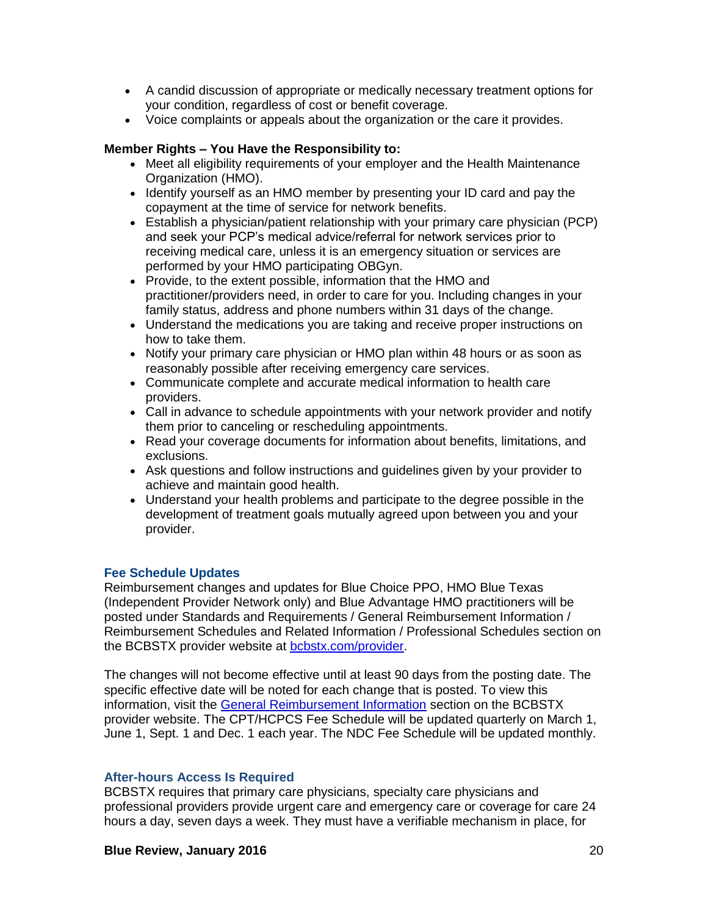- A candid discussion of appropriate or medically necessary treatment options for your condition, regardless of cost or benefit coverage.
- Voice complaints or appeals about the organization or the care it provides.

**Member Rights – You Have the Responsibility to:**

- Meet all eligibility requirements of your employer and the Health Maintenance Organization (HMO).
- Identify yourself as an HMO member by presenting your ID card and pay the copayment at the time of service for network benefits.
- Establish a physician/patient relationship with your primary care physician (PCP) and seek your PCP's medical advice/referral for network services prior to receiving medical care, unless it is an emergency situation or services are performed by your HMO participating OBGyn.
- Provide, to the extent possible, information that the HMO and practitioner/providers need, in order to care for you. Including changes in your family status, address and phone numbers within 31 days of the change.
- Understand the medications you are taking and receive proper instructions on how to take them.
- Notify your primary care physician or HMO plan within 48 hours or as soon as reasonably possible after receiving emergency care services.
- Communicate complete and accurate medical information to health care providers.
- Call in advance to schedule appointments with your network provider and notify them prior to canceling or rescheduling appointments.
- Read your coverage documents for information about benefits, limitations, and exclusions.
- Ask questions and follow instructions and guidelines given by your provider to achieve and maintain good health.
- Understand your health problems and participate to the degree possible in the development of treatment goals mutually agreed upon between you and your provider.

### Fee Schedule Updates

Reimbursement changes and updates for Blue Choice PPO, HMO Blue Texas (Independent Provider Network only) and Blue Advantage HMO practitioners will be posted under Standards and Requirements / General Reimbursement Information / Reimbursement Schedules and Related Information / Professional Schedules section on the BCBSTX provider website at bcbstx.com/provider.

The changes will not become effective until at least 90 days from the posting date. The specific effective date will be noted for each change that is posted. To view this information, visit the General Reimbursement Information section on the BCBSTX provider website. The CPT/HCPCS Fee Schedule will be updated quarterly on March 1, June 1, Sept. 1 and Dec. 1 each year. The NDC Fee Schedule will be updated monthly.

### After-hours Access Is Required

BCBSTX requires that primary care physicians, specialty care physicians and professional providers provide urgent care and emergency care or coverage for care 24 hours a day, seven days a week. They must have a verifiable mechanism in place, for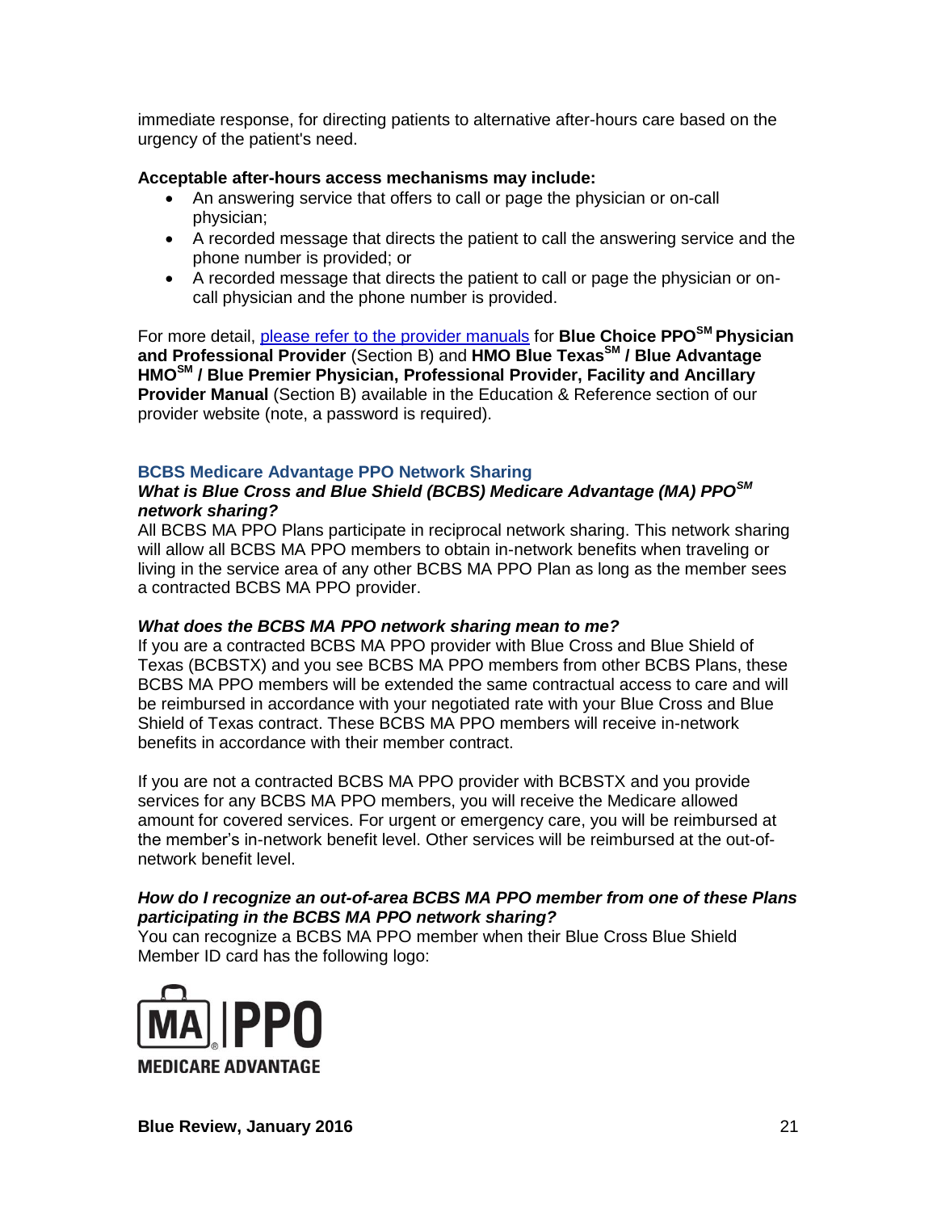immediate response, for directing patients to alternative after-hours care based on the urgency of the patient's need.

**Acceptable after-hours access mechanisms may include:**

- An answering service that offers to call or page the physician or on-call physician;
- A recorded message that directs the patient to call the answering service and the phone number is provided; or
- A recorded message that directs the patient to call or page the physician or on-call physician and the phone number is provided.

For more detail, please refer to the provider manuals for **Blue Choice PPO℠ Physician and Professional Provider** (Section B) and **HMO Blue Texas℠ / Blue Advantage HMO℠ / Blue Premier Physician, Professional Provider, Facility and Ancillary Provider Manual** (Section B) available in the Education & Reference section of our provider website (note, a password is required).

## BCBS Medicare Advantage PPO Network Sharing

***What is Blue Cross and Blue Shield (BCBS) Medicare Advantage (MA) PPO℠ network sharing?***

All BCBS MA PPO Plans participate in reciprocal network sharing. This network sharing will allow all BCBS MA PPO members to obtain in-network benefits when traveling or living in the service area of any other BCBS MA PPO Plan as long as the member sees a contracted BCBS MA PPO provider.

***What does the BCBS MA PPO network sharing mean to me?***

If you are a contracted BCBS MA PPO provider with Blue Cross and Blue Shield of Texas (BCBSTX) and you see BCBS MA PPO members from other BCBS Plans, these BCBS MA PPO members will be extended the same contractual access to care and will be reimbursed in accordance with your negotiated rate with your Blue Cross and Blue Shield of Texas contract. These BCBS MA PPO members will receive in-network benefits in accordance with their member contract.

If you are not a contracted BCBS MA PPO provider with BCBSTX and you provide services for any BCBS MA PPO members, you will receive the Medicare allowed amount for covered services. For urgent or emergency care, you will be reimbursed at the member's in-network benefit level. Other services will be reimbursed at the out-of-network benefit level.

***How do I recognize an out-of-area BCBS MA PPO member from one of these Plans participating in the BCBS MA PPO network sharing?***

You can recognize a BCBS MA PPO member when their Blue Cross Blue Shield Member ID card has the following logo:

MA PPO
MEDICARE ADVANTAGE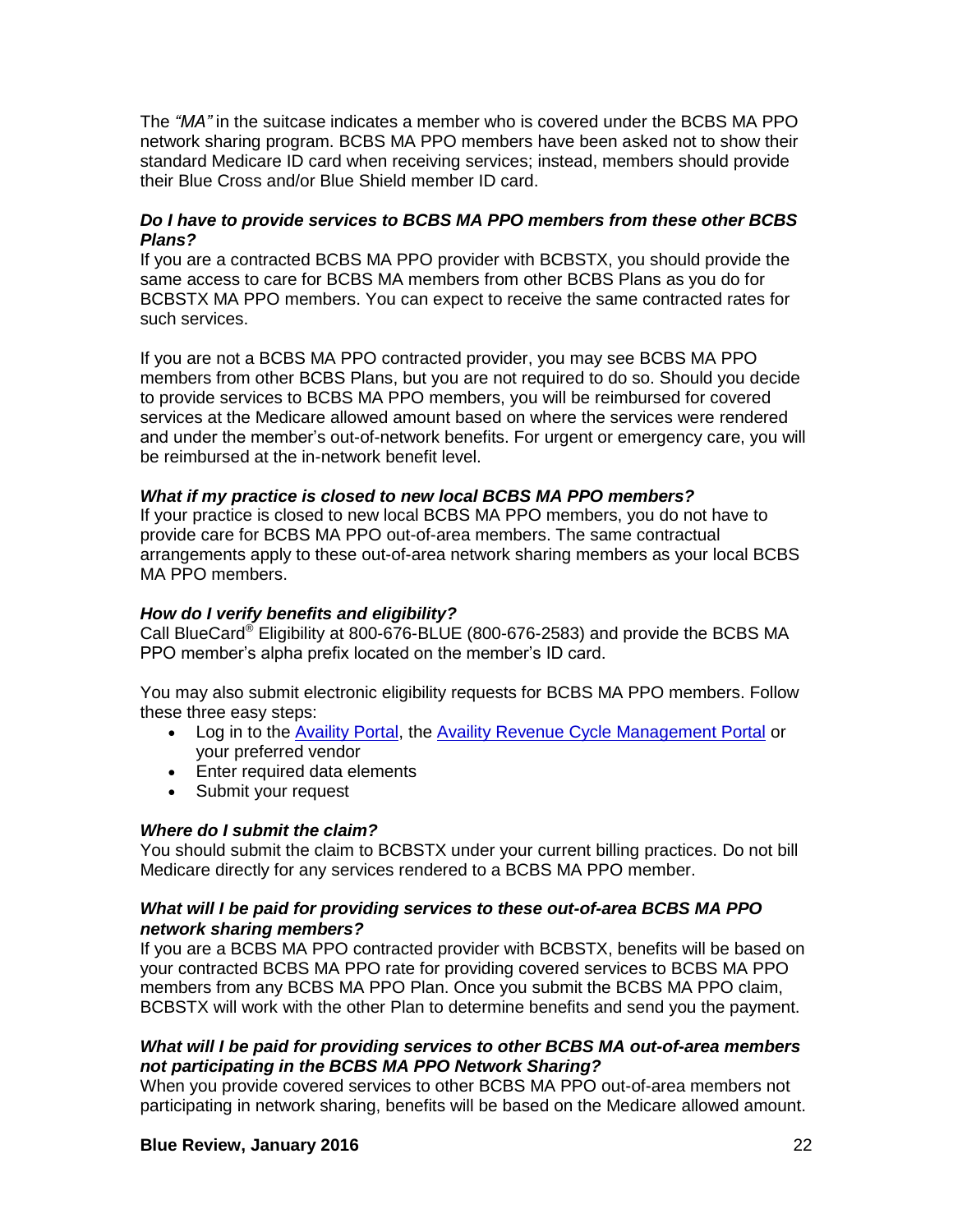The *"MA"* in the suitcase indicates a member who is covered under the BCBS MA PPO network sharing program. BCBS MA PPO members have been asked not to show their standard Medicare ID card when receiving services; instead, members should provide their Blue Cross and/or Blue Shield member ID card.

***Do I have to provide services to BCBS MA PPO members from these other BCBS Plans?***

If you are a contracted BCBS MA PPO provider with BCBSTX, you should provide the same access to care for BCBS MA members from other BCBS Plans as you do for BCBSTX MA PPO members. You can expect to receive the same contracted rates for such services.

If you are not a BCBS MA PPO contracted provider, you may see BCBS MA PPO members from other BCBS Plans, but you are not required to do so. Should you decide to provide services to BCBS MA PPO members, you will be reimbursed for covered services at the Medicare allowed amount based on where the services were rendered and under the member's out-of-network benefits. For urgent or emergency care, you will be reimbursed at the in-network benefit level.

***What if my practice is closed to new local BCBS MA PPO members?***

If your practice is closed to new local BCBS MA PPO members, you do not have to provide care for BCBS MA PPO out-of-area members. The same contractual arrangements apply to these out-of-area network sharing members as your local BCBS MA PPO members.

***How do I verify benefits and eligibility?***

Call BlueCard® Eligibility at 800-676-BLUE (800-676-2583) and provide the BCBS MA PPO member's alpha prefix located on the member's ID card.

You may also submit electronic eligibility requests for BCBS MA PPO members. Follow these three easy steps:

- Log in to the Availity Portal, the Availity Revenue Cycle Management Portal or your preferred vendor
- Enter required data elements
- Submit your request

***Where do I submit the claim?***

You should submit the claim to BCBSTX under your current billing practices. Do not bill Medicare directly for any services rendered to a BCBS MA PPO member.

***What will I be paid for providing services to these out-of-area BCBS MA PPO network sharing members?***

If you are a BCBS MA PPO contracted provider with BCBSTX, benefits will be based on your contracted BCBS MA PPO rate for providing covered services to BCBS MA PPO members from any BCBS MA PPO Plan. Once you submit the BCBS MA PPO claim, BCBSTX will work with the other Plan to determine benefits and send you the payment.

***What will I be paid for providing services to other BCBS MA out-of-area members not participating in the BCBS MA PPO Network Sharing?***

When you provide covered services to other BCBS MA PPO out-of-area members not participating in network sharing, benefits will be based on the Medicare allowed amount.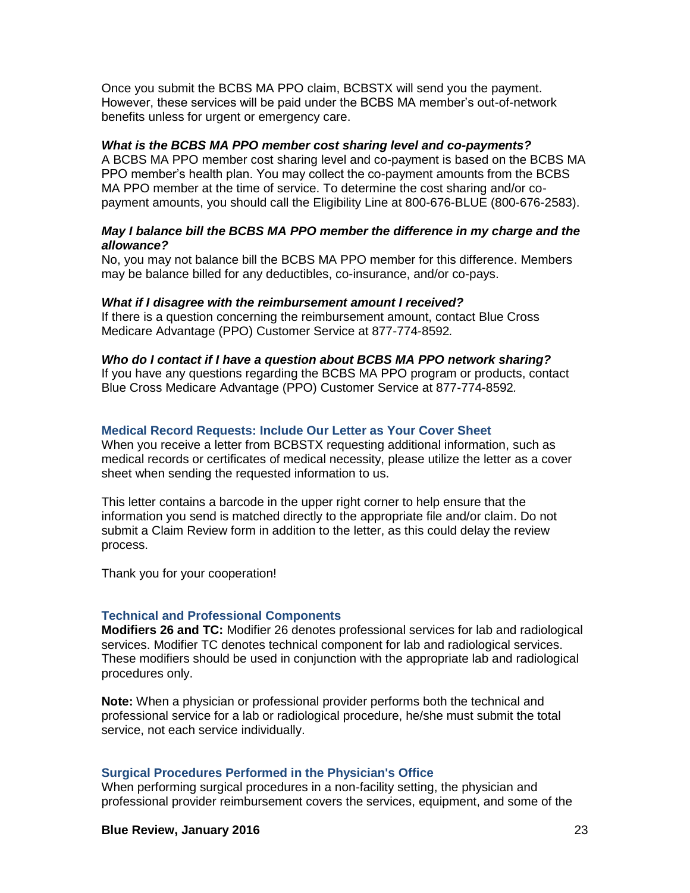Once you submit the BCBS MA PPO claim, BCBSTX will send you the payment. However, these services will be paid under the BCBS MA member's out-of-network benefits unless for urgent or emergency care.

***What is the BCBS MA PPO member cost sharing level and co-payments?***

A BCBS MA PPO member cost sharing level and co-payment is based on the BCBS MA PPO member's health plan. You may collect the co-payment amounts from the BCBS MA PPO member at the time of service. To determine the cost sharing and/or co-payment amounts, you should call the Eligibility Line at 800-676-BLUE (800-676-2583).

***May I balance bill the BCBS MA PPO member the difference in my charge and the allowance?***

No, you may not balance bill the BCBS MA PPO member for this difference. Members may be balance billed for any deductibles, co-insurance, and/or co-pays.

***What if I disagree with the reimbursement amount I received?***

If there is a question concerning the reimbursement amount, contact Blue Cross Medicare Advantage (PPO) Customer Service at 877-774-8592*.*

***Who do I contact if I have a question about BCBS MA PPO network sharing?***

If you have any questions regarding the BCBS MA PPO program or products, contact Blue Cross Medicare Advantage (PPO) Customer Service at 877-774-8592*.*

## Medical Record Requests: Include Our Letter as Your Cover Sheet

When you receive a letter from BCBSTX requesting additional information, such as medical records or certificates of medical necessity, please utilize the letter as a cover sheet when sending the requested information to us.

This letter contains a barcode in the upper right corner to help ensure that the information you send is matched directly to the appropriate file and/or claim. Do not submit a Claim Review form in addition to the letter, as this could delay the review process.

Thank you for your cooperation!

## Technical and Professional Components

**Modifiers 26 and TC:** Modifier 26 denotes professional services for lab and radiological services. Modifier TC denotes technical component for lab and radiological services. These modifiers should be used in conjunction with the appropriate lab and radiological procedures only.

**Note:** When a physician or professional provider performs both the technical and professional service for a lab or radiological procedure, he/she must submit the total service, not each service individually.

## Surgical Procedures Performed in the Physician's Office

When performing surgical procedures in a non-facility setting, the physician and professional provider reimbursement covers the services, equipment, and some of the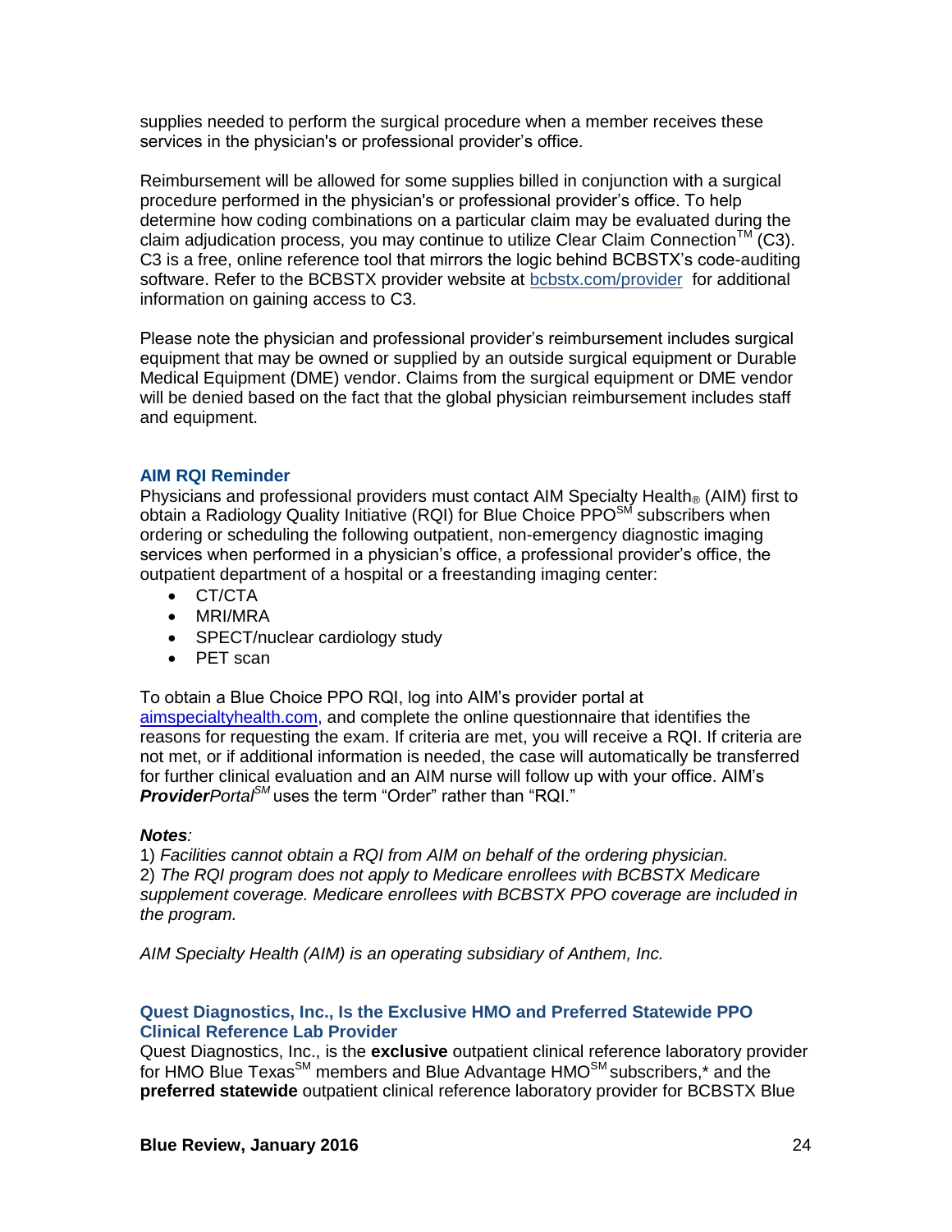supplies needed to perform the surgical procedure when a member receives these services in the physician's or professional provider's office.

Reimbursement will be allowed for some supplies billed in conjunction with a surgical procedure performed in the physician's or professional provider's office. To help determine how coding combinations on a particular claim may be evaluated during the claim adjudication process, you may continue to utilize Clear Claim Connection™ (C3). C3 is a free, online reference tool that mirrors the logic behind BCBSTX's code-auditing software. Refer to the BCBSTX provider website at bcbstx.com/provider for additional information on gaining access to C3.

Please note the physician and professional provider's reimbursement includes surgical equipment that may be owned or supplied by an outside surgical equipment or Durable Medical Equipment (DME) vendor. Claims from the surgical equipment or DME vendor will be denied based on the fact that the global physician reimbursement includes staff and equipment.

### AIM RQI Reminder

Physicians and professional providers must contact AIM Specialty Health® (AIM) first to obtain a Radiology Quality Initiative (RQI) for Blue Choice PPO℠ subscribers when ordering or scheduling the following outpatient, non-emergency diagnostic imaging services when performed in a physician's office, a professional provider's office, the outpatient department of a hospital or a freestanding imaging center:

- CT/CTA
- MRI/MRA
- SPECT/nuclear cardiology study
- PET scan

To obtain a Blue Choice PPO RQI, log into AIM's provider portal at aimspecialtyhealth.com, and complete the online questionnaire that identifies the reasons for requesting the exam. If criteria are met, you will receive a RQI. If criteria are not met, or if additional information is needed, the case will automatically be transferred for further clinical evaluation and an AIM nurse will follow up with your office. AIM's ***Provider****Portal*℠ uses the term "Order" rather than "RQI."

***Notes**:*

1) *Facilities cannot obtain a RQI from AIM on behalf of the ordering physician.*
2) *The RQI program does not apply to Medicare enrollees with BCBSTX Medicare supplement coverage. Medicare enrollees with BCBSTX PPO coverage are included in the program.*

*AIM Specialty Health (AIM) is an operating subsidiary of Anthem, Inc.*

### Quest Diagnostics, Inc., Is the Exclusive HMO and Preferred Statewide PPO Clinical Reference Lab Provider

Quest Diagnostics, Inc., is the **exclusive** outpatient clinical reference laboratory provider for HMO Blue Texas℠ members and Blue Advantage HMO℠ subscribers,* and the **preferred statewide** outpatient clinical reference laboratory provider for BCBSTX Blue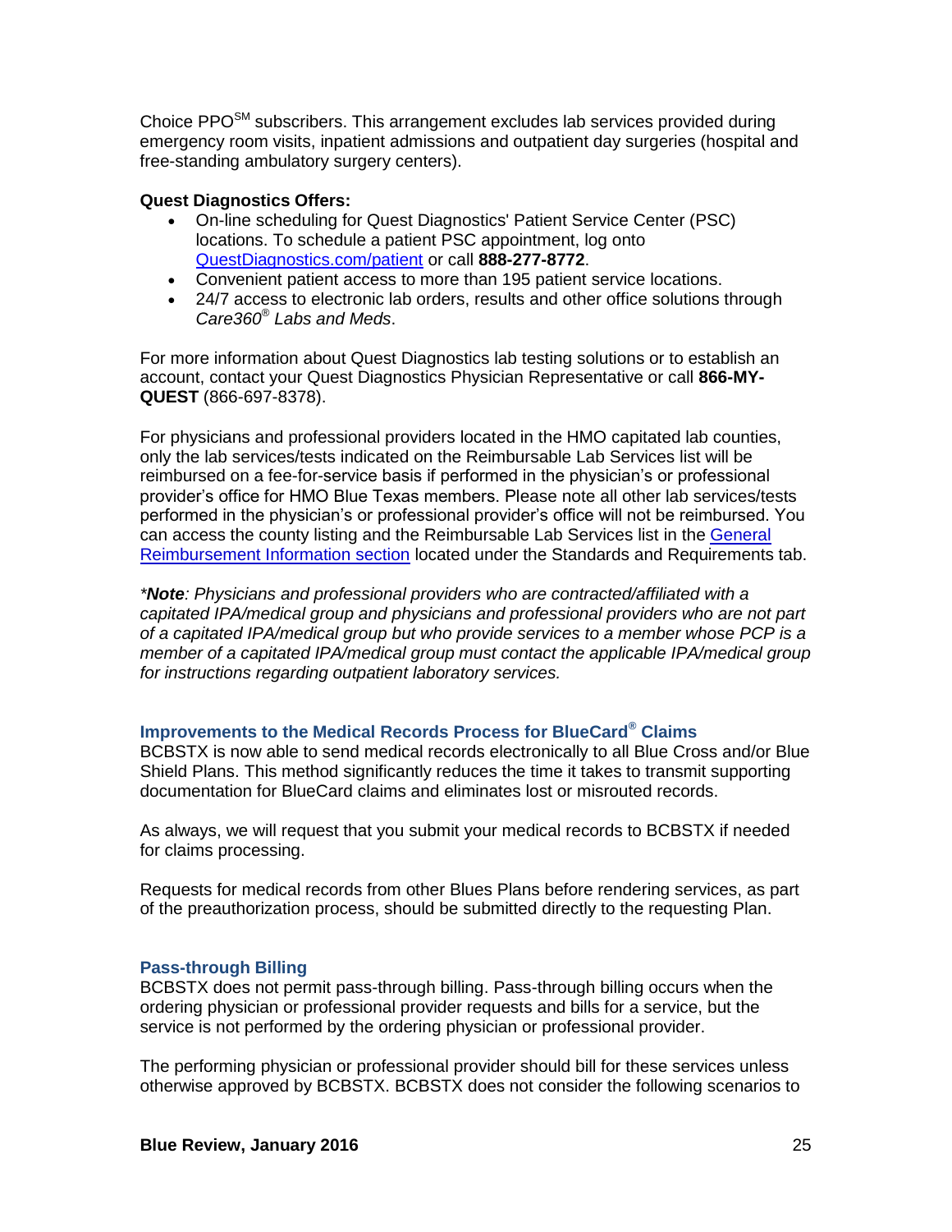Choice PPO℠ subscribers. This arrangement excludes lab services provided during emergency room visits, inpatient admissions and outpatient day surgeries (hospital and free-standing ambulatory surgery centers).

**Quest Diagnostics Offers:**

- On-line scheduling for Quest Diagnostics' Patient Service Center (PSC) locations. To schedule a patient PSC appointment, log onto [QuestDiagnostics.com/patient]() or call **888-277-8772**.
- Convenient patient access to more than 195 patient service locations.
- 24/7 access to electronic lab orders, results and other office solutions through *Care360® Labs and Meds*.

For more information about Quest Diagnostics lab testing solutions or to establish an account, contact your Quest Diagnostics Physician Representative or call **866-MY-QUEST** (866-697-8378).

For physicians and professional providers located in the HMO capitated lab counties, only the lab services/tests indicated on the Reimbursable Lab Services list will be reimbursed on a fee-for-service basis if performed in the physician's or professional provider's office for HMO Blue Texas members. Please note all other lab services/tests performed in the physician's or professional provider's office will not be reimbursed. You can access the county listing and the Reimbursable Lab Services list in the [General Reimbursement Information section]() located under the Standards and Requirements tab.

*\*Note: Physicians and professional providers who are contracted/affiliated with a capitated IPA/medical group and physicians and professional providers who are not part of a capitated IPA/medical group but who provide services to a member whose PCP is a member of a capitated IPA/medical group must contact the applicable IPA/medical group for instructions regarding outpatient laboratory services.*

### Improvements to the Medical Records Process for BlueCard® Claims

BCBSTX is now able to send medical records electronically to all Blue Cross and/or Blue Shield Plans. This method significantly reduces the time it takes to transmit supporting documentation for BlueCard claims and eliminates lost or misrouted records.

As always, we will request that you submit your medical records to BCBSTX if needed for claims processing.

Requests for medical records from other Blues Plans before rendering services, as part of the preauthorization process, should be submitted directly to the requesting Plan.

### Pass-through Billing

BCBSTX does not permit pass-through billing. Pass-through billing occurs when the ordering physician or professional provider requests and bills for a service, but the service is not performed by the ordering physician or professional provider.

The performing physician or professional provider should bill for these services unless otherwise approved by BCBSTX. BCBSTX does not consider the following scenarios to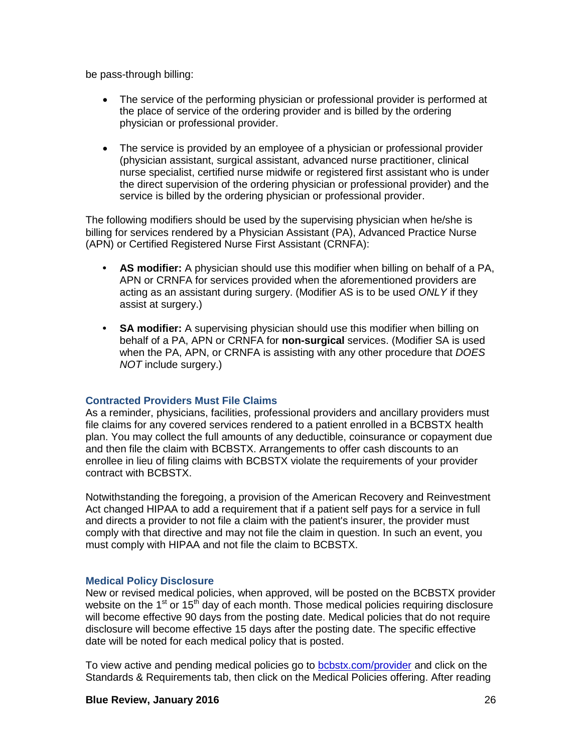be pass-through billing:

- The service of the performing physician or professional provider is performed at the place of service of the ordering provider and is billed by the ordering physician or professional provider.

- The service is provided by an employee of a physician or professional provider (physician assistant, surgical assistant, advanced nurse practitioner, clinical nurse specialist, certified nurse midwife or registered first assistant who is under the direct supervision of the ordering physician or professional provider) and the service is billed by the ordering physician or professional provider.

The following modifiers should be used by the supervising physician when he/she is billing for services rendered by a Physician Assistant (PA), Advanced Practice Nurse (APN) or Certified Registered Nurse First Assistant (CRNFA):

- **AS modifier:** A physician should use this modifier when billing on behalf of a PA, APN or CRNFA for services provided when the aforementioned providers are acting as an assistant during surgery. (Modifier AS is to be used *ONLY* if they assist at surgery.)

- **SA modifier:** A supervising physician should use this modifier when billing on behalf of a PA, APN or CRNFA for **non-surgical** services. (Modifier SA is used when the PA, APN, or CRNFA is assisting with any other procedure that *DOES NOT* include surgery.)

### Contracted Providers Must File Claims

As a reminder, physicians, facilities, professional providers and ancillary providers must file claims for any covered services rendered to a patient enrolled in a BCBSTX health plan. You may collect the full amounts of any deductible, coinsurance or copayment due and then file the claim with BCBSTX. Arrangements to offer cash discounts to an enrollee in lieu of filing claims with BCBSTX violate the requirements of your provider contract with BCBSTX.

Notwithstanding the foregoing, a provision of the American Recovery and Reinvestment Act changed HIPAA to add a requirement that if a patient self pays for a service in full and directs a provider to not file a claim with the patient's insurer, the provider must comply with that directive and may not file the claim in question. In such an event, you must comply with HIPAA and not file the claim to BCBSTX.

### Medical Policy Disclosure

New or revised medical policies, when approved, will be posted on the BCBSTX provider website on the 1st or 15th day of each month. Those medical policies requiring disclosure will become effective 90 days from the posting date. Medical policies that do not require disclosure will become effective 15 days after the posting date. The specific effective date will be noted for each medical policy that is posted.

To view active and pending medical policies go to [bcbstx.com/provider](bcbstx.com/provider) and click on the Standards & Requirements tab, then click on the Medical Policies offering. After reading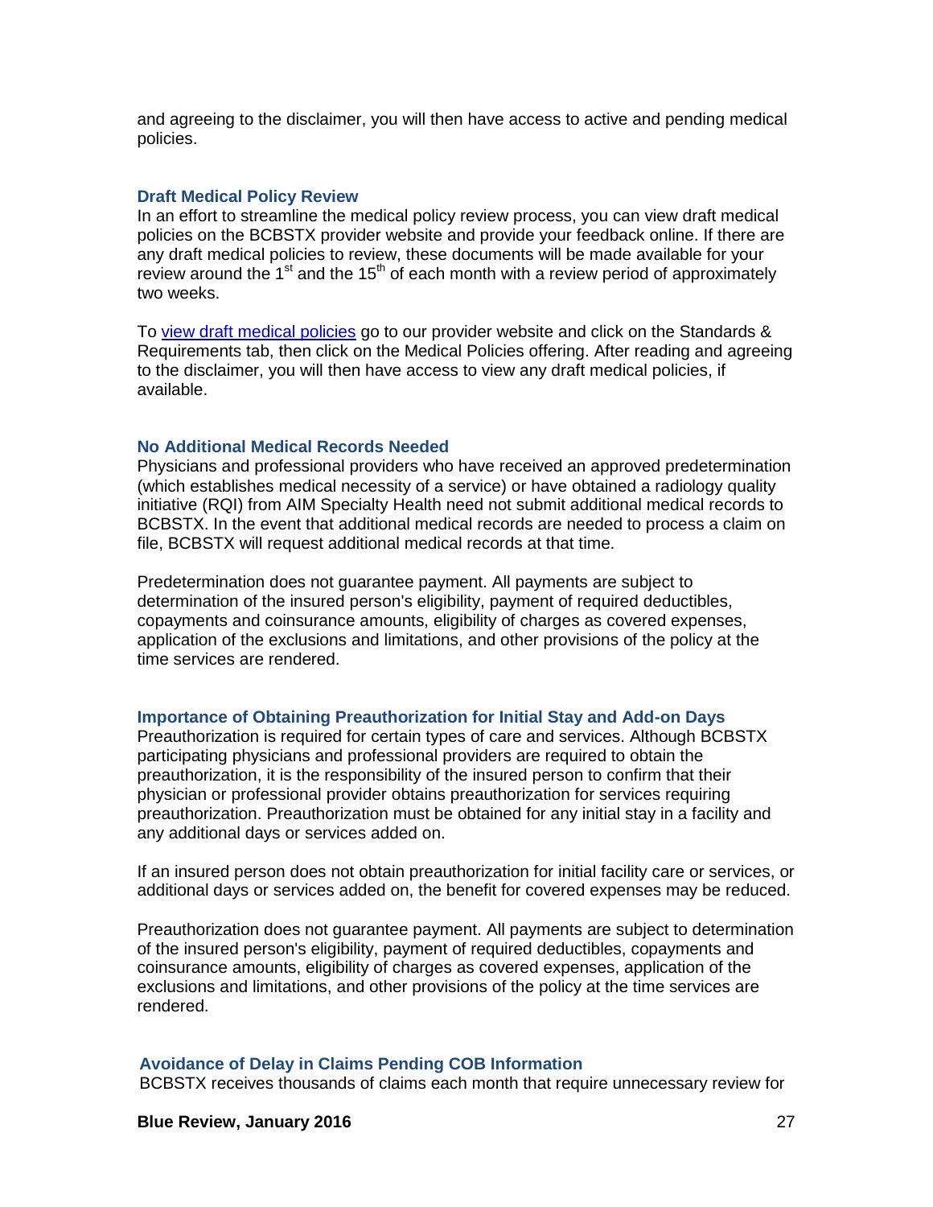and agreeing to the disclaimer, you will then have access to active and pending medical policies.

### Draft Medical Policy Review

In an effort to streamline the medical policy review process, you can view draft medical policies on the BCBSTX provider website and provide your feedback online. If there are any draft medical policies to review, these documents will be made available for your review around the 1st and the 15th of each month with a review period of approximately two weeks.

To [view draft medical policies](view draft medical policies) go to our provider website and click on the Standards & Requirements tab, then click on the Medical Policies offering. After reading and agreeing to the disclaimer, you will then have access to view any draft medical policies, if available.

### No Additional Medical Records Needed

Physicians and professional providers who have received an approved predetermination (which establishes medical necessity of a service) or have obtained a radiology quality initiative (RQI) from AIM Specialty Health need not submit additional medical records to BCBSTX. In the event that additional medical records are needed to process a claim on file, BCBSTX will request additional medical records at that time.

Predetermination does not guarantee payment. All payments are subject to determination of the insured person's eligibility, payment of required deductibles, copayments and coinsurance amounts, eligibility of charges as covered expenses, application of the exclusions and limitations, and other provisions of the policy at the time services are rendered.

### Importance of Obtaining Preauthorization for Initial Stay and Add-on Days

Preauthorization is required for certain types of care and services. Although BCBSTX participating physicians and professional providers are required to obtain the preauthorization, it is the responsibility of the insured person to confirm that their physician or professional provider obtains preauthorization for services requiring preauthorization. Preauthorization must be obtained for any initial stay in a facility and any additional days or services added on.

If an insured person does not obtain preauthorization for initial facility care or services, or additional days or services added on, the benefit for covered expenses may be reduced.

Preauthorization does not guarantee payment. All payments are subject to determination of the insured person's eligibility, payment of required deductibles, copayments and coinsurance amounts, eligibility of charges as covered expenses, application of the exclusions and limitations, and other provisions of the policy at the time services are rendered.

### Avoidance of Delay in Claims Pending COB Information

BCBSTX receives thousands of claims each month that require unnecessary review for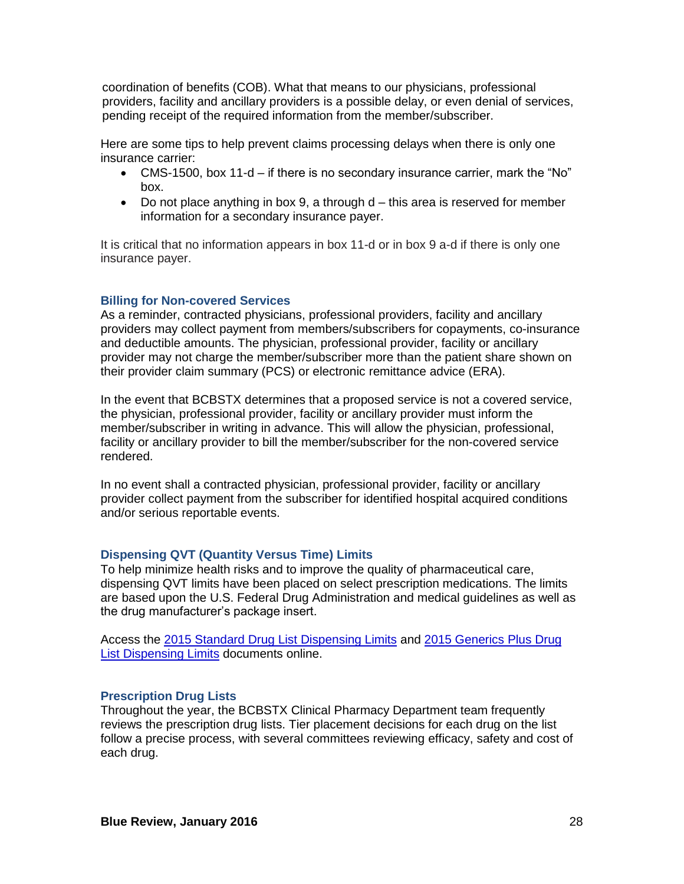coordination of benefits (COB). What that means to our physicians, professional providers, facility and ancillary providers is a possible delay, or even denial of services, pending receipt of the required information from the member/subscriber.

Here are some tips to help prevent claims processing delays when there is only one insurance carrier:

- CMS-1500, box 11-d – if there is no secondary insurance carrier, mark the "No" box.
- Do not place anything in box 9, a through d – this area is reserved for member information for a secondary insurance payer.

It is critical that no information appears in box 11-d or in box 9 a-d if there is only one insurance payer.

### Billing for Non-covered Services

As a reminder, contracted physicians, professional providers, facility and ancillary providers may collect payment from members/subscribers for copayments, co-insurance and deductible amounts. The physician, professional provider, facility or ancillary provider may not charge the member/subscriber more than the patient share shown on their provider claim summary (PCS) or electronic remittance advice (ERA).

In the event that BCBSTX determines that a proposed service is not a covered service, the physician, professional provider, facility or ancillary provider must inform the member/subscriber in writing in advance. This will allow the physician, professional, facility or ancillary provider to bill the member/subscriber for the non-covered service rendered.

In no event shall a contracted physician, professional provider, facility or ancillary provider collect payment from the subscriber for identified hospital acquired conditions and/or serious reportable events.

### Dispensing QVT (Quantity Versus Time) Limits

To help minimize health risks and to improve the quality of pharmaceutical care, dispensing QVT limits have been placed on select prescription medications. The limits are based upon the U.S. Federal Drug Administration and medical guidelines as well as the drug manufacturer's package insert.

Access the 2015 Standard Drug List Dispensing Limits and 2015 Generics Plus Drug List Dispensing Limits documents online.

### Prescription Drug Lists

Throughout the year, the BCBSTX Clinical Pharmacy Department team frequently reviews the prescription drug lists. Tier placement decisions for each drug on the list follow a precise process, with several committees reviewing efficacy, safety and cost of each drug.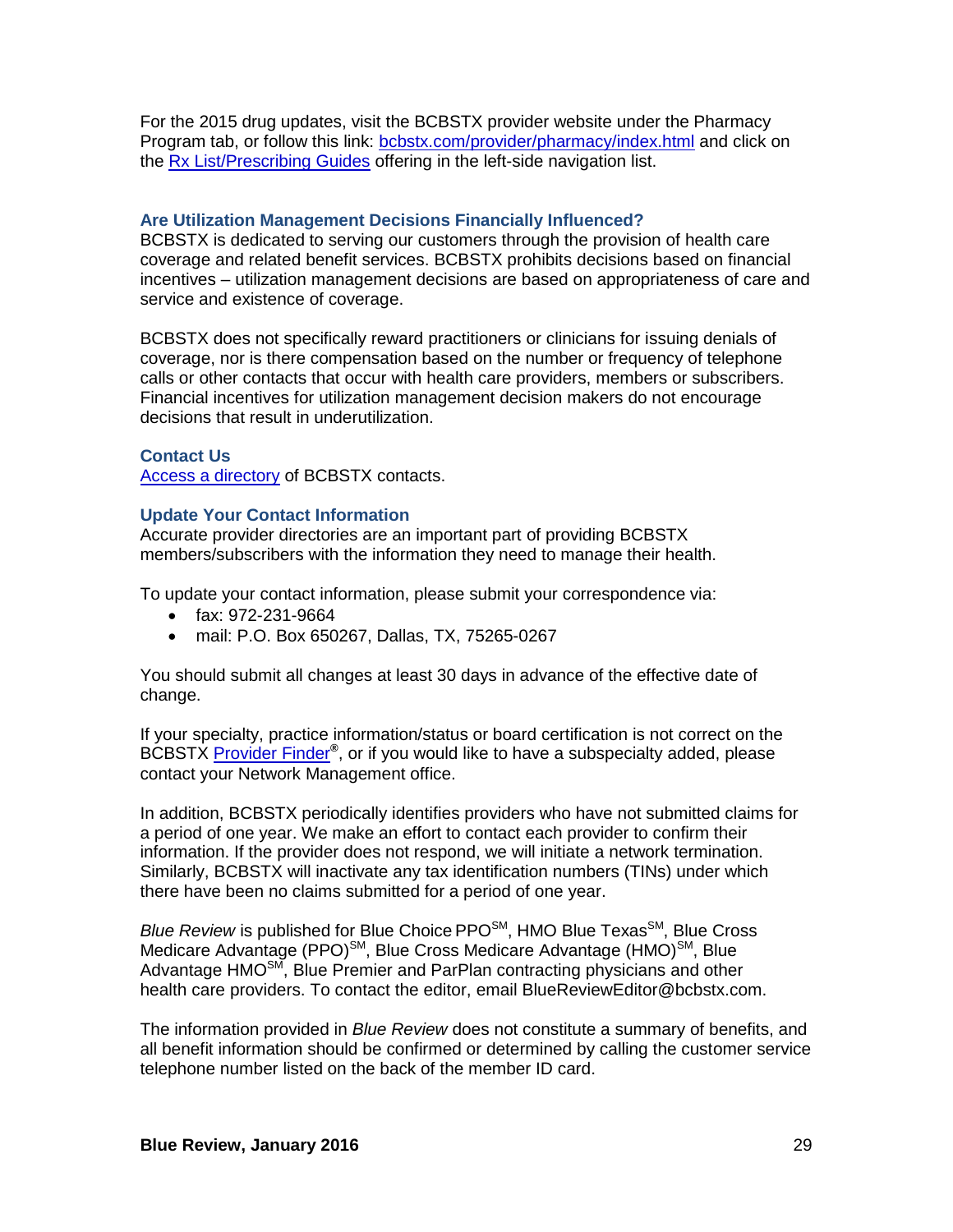For the 2015 drug updates, visit the BCBSTX provider website under the Pharmacy Program tab, or follow this link: bcbstx.com/provider/pharmacy/index.html and click on the Rx List/Prescribing Guides offering in the left-side navigation list.

### Are Utilization Management Decisions Financially Influenced?

BCBSTX is dedicated to serving our customers through the provision of health care coverage and related benefit services. BCBSTX prohibits decisions based on financial incentives – utilization management decisions are based on appropriateness of care and service and existence of coverage.

BCBSTX does not specifically reward practitioners or clinicians for issuing denials of coverage, nor is there compensation based on the number or frequency of telephone calls or other contacts that occur with health care providers, members or subscribers. Financial incentives for utilization management decision makers do not encourage decisions that result in underutilization.

### Contact Us

Access a directory of BCBSTX contacts.

### Update Your Contact Information

Accurate provider directories are an important part of providing BCBSTX members/subscribers with the information they need to manage their health.

To update your contact information, please submit your correspondence via:

- fax: 972-231-9664
- mail: P.O. Box 650267, Dallas, TX, 75265-0267

You should submit all changes at least 30 days in advance of the effective date of change.

If your specialty, practice information/status or board certification is not correct on the BCBSTX Provider Finder®, or if you would like to have a subspecialty added, please contact your Network Management office.

In addition, BCBSTX periodically identifies providers who have not submitted claims for a period of one year. We make an effort to contact each provider to confirm their information. If the provider does not respond, we will initiate a network termination. Similarly, BCBSTX will inactivate any tax identification numbers (TINs) under which there have been no claims submitted for a period of one year.

*Blue Review* is published for Blue Choice PPO℠, HMO Blue Texas℠, Blue Cross Medicare Advantage (PPO)℠, Blue Cross Medicare Advantage (HMO)℠, Blue Advantage HMO℠, Blue Premier and ParPlan contracting physicians and other health care providers. To contact the editor, email BlueReviewEditor@bcbstx.com.

The information provided in *Blue Review* does not constitute a summary of benefits, and all benefit information should be confirmed or determined by calling the customer service telephone number listed on the back of the member ID card.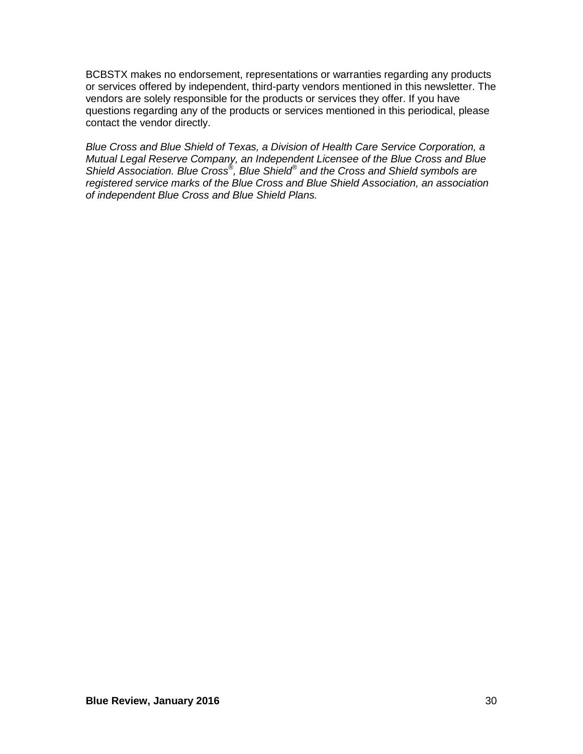BCBSTX makes no endorsement, representations or warranties regarding any products or services offered by independent, third-party vendors mentioned in this newsletter. The vendors are solely responsible for the products or services they offer. If you have questions regarding any of the products or services mentioned in this periodical, please contact the vendor directly.

*Blue Cross and Blue Shield of Texas, a Division of Health Care Service Corporation, a Mutual Legal Reserve Company, an Independent Licensee of the Blue Cross and Blue Shield Association. Blue Cross®, Blue Shield® and the Cross and Shield symbols are registered service marks of the Blue Cross and Blue Shield Association, an association of independent Blue Cross and Blue Shield Plans.*